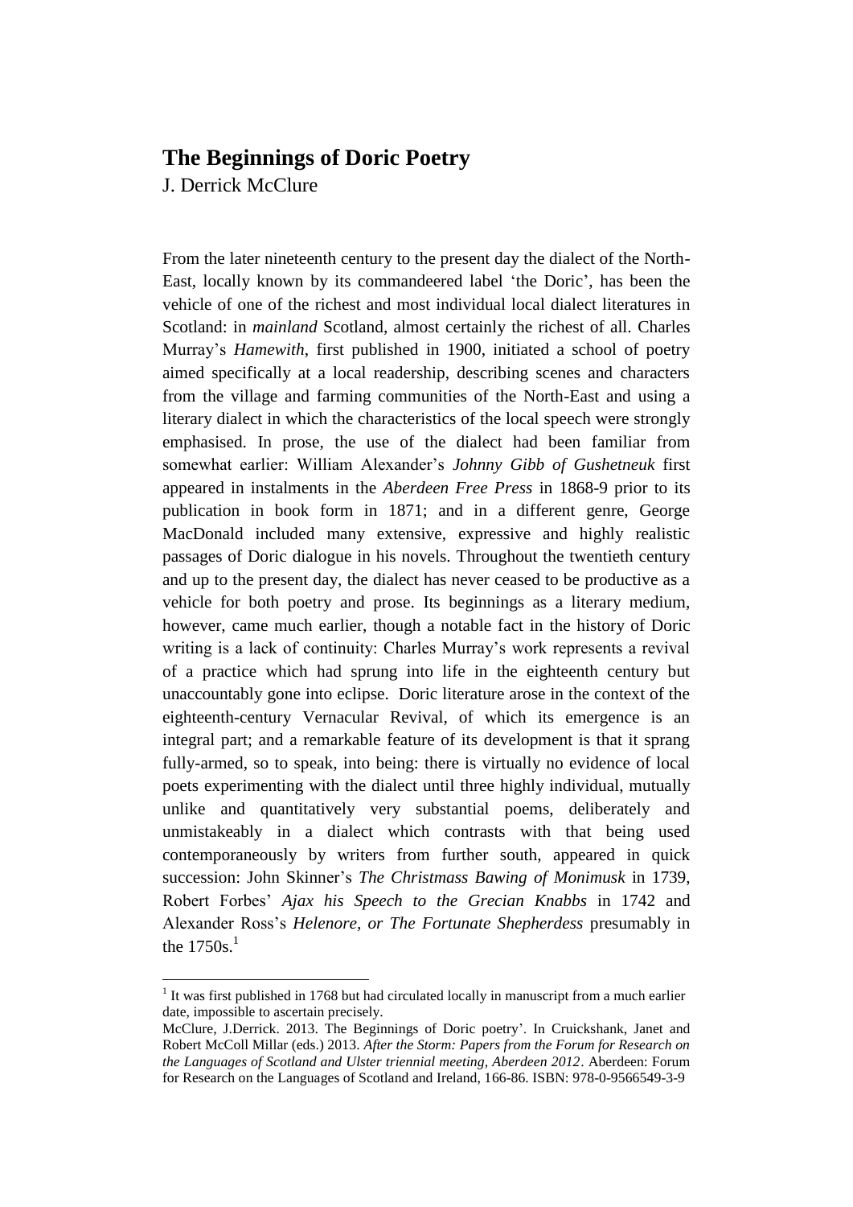# The Beginnings of Doric Poetry

J. Derrick McClure

From the later nineteenth century to the present day the dialect of the North-East, locally known by its commandeered label 'the Doric', has been the vehicle of one of the richest and most individual local dialect literatures in Scotland: in *mainland* Scotland, almost certainly the richest of all. Charles Murray's *Hamewith*, first published in 1900, initiated a school of poetry aimed specifically at a local readership, describing scenes and characters from the village and farming communities of the North-East and using a literary dialect in which the characteristics of the local speech were strongly emphasised. In prose, the use of the dialect had been familiar from somewhat earlier: William Alexander's *Johnny Gibb of Gushetneuk* first appeared in instalments in the *Aberdeen Free Press* in 1868-9 prior to its publication in book form in 1871; and in a different genre, George MacDonald included many extensive, expressive and highly realistic passages of Doric dialogue in his novels. Throughout the twentieth century and up to the present day, the dialect has never ceased to be productive as a vehicle for both poetry and prose. Its beginnings as a literary medium, however, came much earlier, though a notable fact in the history of Doric writing is a lack of continuity: Charles Murray's work represents a revival of a practice which had sprung into life in the eighteenth century but unaccountably gone into eclipse. Doric literature arose in the context of the eighteenth-century Vernacular Revival, of which its emergence is an integral part; and a remarkable feature of its development is that it sprang fully-armed, so to speak, into being: there is virtually no evidence of local poets experimenting with the dialect until three highly individual, mutually unlike and quantitatively very substantial poems, deliberately and unmistakeably in a dialect which contrasts with that being used contemporaneously by writers from further south, appeared in quick succession: John Skinner's *The Christmass Bawing of Monimusk* in 1739, Robert Forbes' *Ajax his Speech to the Grecian Knabbs* in 1742 and Alexander Ross's *Helenore, or The Fortunate Shepherdess* presumably in the 1750s.[1]

[1] It was first published in 1768 but had circulated locally in manuscript from a much earlier date, impossible to ascertain precisely.

McClure, J.Derrick. 2013. The Beginnings of Doric poetry'. In Cruickshank, Janet and Robert McColl Millar (eds.) 2013. *After the Storm: Papers from the Forum for Research on the Languages of Scotland and Ulster triennial meeting, Aberdeen 2012*. Aberdeen: Forum for Research on the Languages of Scotland and Ireland, 166-86. ISBN: 978-0-9566549-3-9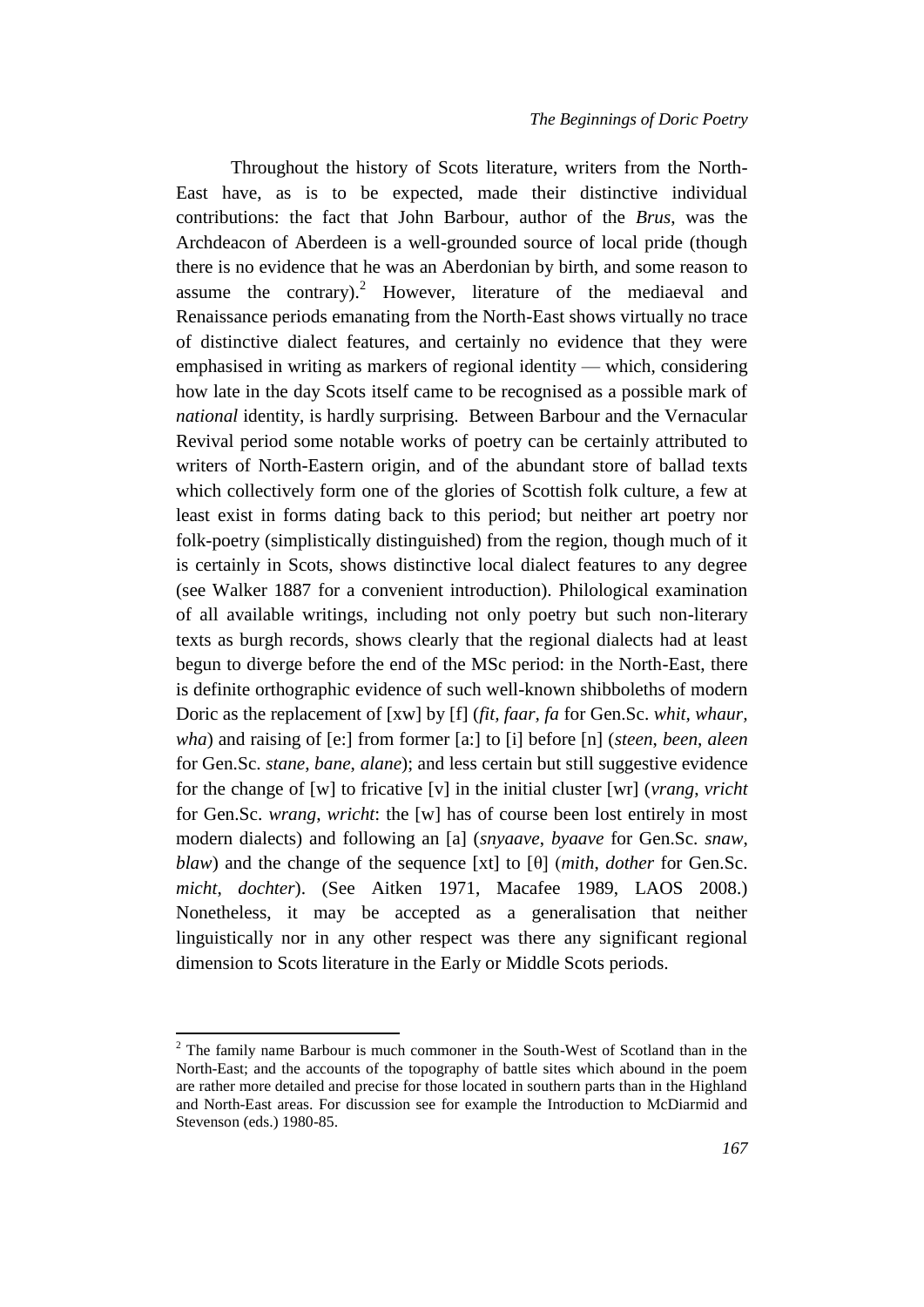Throughout the history of Scots literature, writers from the North-East have, as is to be expected, made their distinctive individual contributions: the fact that John Barbour, author of the *Brus*, was the Archdeacon of Aberdeen is a well-grounded source of local pride (though there is no evidence that he was an Aberdonian by birth, and some reason to assume the contrary).[2] However, literature of the mediaeval and Renaissance periods emanating from the North-East shows virtually no trace of distinctive dialect features, and certainly no evidence that they were emphasised in writing as markers of regional identity — which, considering how late in the day Scots itself came to be recognised as a possible mark of *national* identity, is hardly surprising. Between Barbour and the Vernacular Revival period some notable works of poetry can be certainly attributed to writers of North-Eastern origin, and of the abundant store of ballad texts which collectively form one of the glories of Scottish folk culture, a few at least exist in forms dating back to this period; but neither art poetry nor folk-poetry (simplistically distinguished) from the region, though much of it is certainly in Scots, shows distinctive local dialect features to any degree (see Walker 1887 for a convenient introduction). Philological examination of all available writings, including not only poetry but such non-literary texts as burgh records, shows clearly that the regional dialects had at least begun to diverge before the end of the MSc period: in the North-East, there is definite orthographic evidence of such well-known shibboleths of modern Doric as the replacement of [xw] by [f] (*fit*, *faar*, *fa* for Gen.Sc. *whit*, *whaur*, *wha*) and raising of [e:] from former [a:] to [i] before [n] (*steen*, *been*, *aleen* for Gen.Sc. *stane*, *bane*, *alane*); and less certain but still suggestive evidence for the change of [w] to fricative [v] in the initial cluster [wr] (*vrang*, *vricht* for Gen.Sc. *wrang*, *wricht*: the [w] has of course been lost entirely in most modern dialects) and following an [a] (*snyaave*, *byaave* for Gen.Sc. *snaw*, *blaw*) and the change of the sequence [xt] to [θ] (*mith*, *dother* for Gen.Sc. *micht*, *dochter*). (See Aitken 1971, Macafee 1989, LAOS 2008.) Nonetheless, it may be accepted as a generalisation that neither linguistically nor in any other respect was there any significant regional dimension to Scots literature in the Early or Middle Scots periods.

---

[2] The family name Barbour is much commoner in the South-West of Scotland than in the North-East; and the accounts of the topography of battle sites which abound in the poem are rather more detailed and precise for those located in southern parts than in the Highland and North-East areas. For discussion see for example the Introduction to McDiarmid and Stevenson (eds.) 1980-85.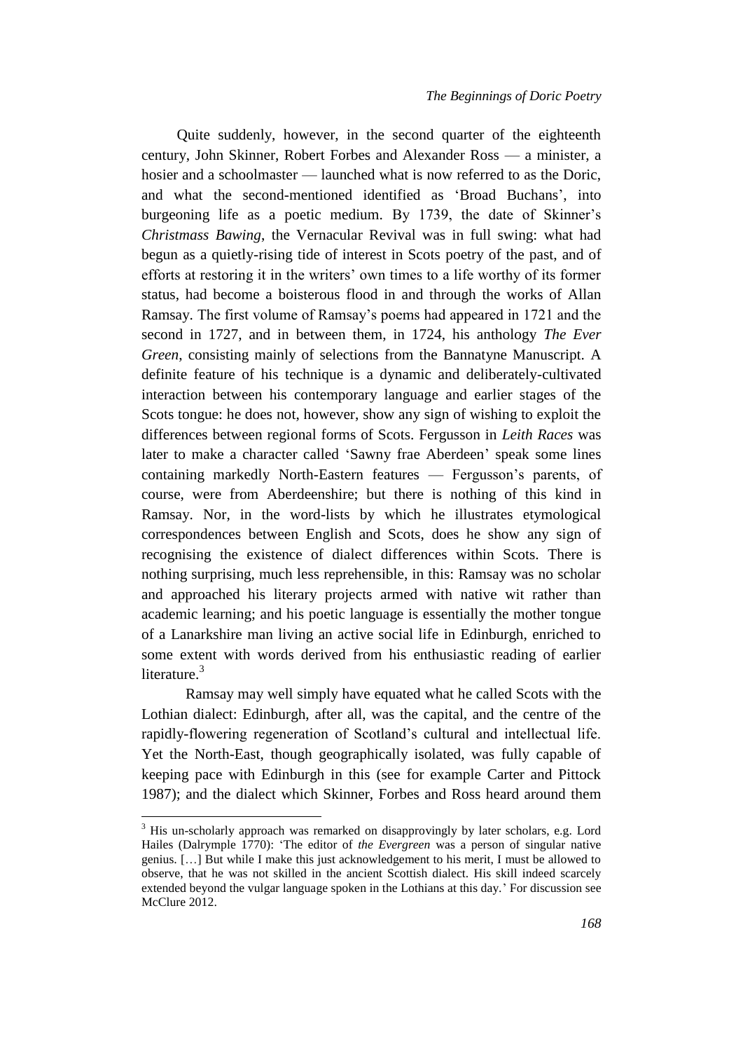Quite suddenly, however, in the second quarter of the eighteenth century, John Skinner, Robert Forbes and Alexander Ross — a minister, a hosier and a schoolmaster — launched what is now referred to as the Doric, and what the second-mentioned identified as 'Broad Buchans', into burgeoning life as a poetic medium. By 1739, the date of Skinner's *Christmass Bawing*, the Vernacular Revival was in full swing: what had begun as a quietly-rising tide of interest in Scots poetry of the past, and of efforts at restoring it in the writers' own times to a life worthy of its former status, had become a boisterous flood in and through the works of Allan Ramsay. The first volume of Ramsay's poems had appeared in 1721 and the second in 1727, and in between them, in 1724, his anthology *The Ever Green*, consisting mainly of selections from the Bannatyne Manuscript. A definite feature of his technique is a dynamic and deliberately-cultivated interaction between his contemporary language and earlier stages of the Scots tongue: he does not, however, show any sign of wishing to exploit the differences between regional forms of Scots. Fergusson in *Leith Races* was later to make a character called 'Sawny frae Aberdeen' speak some lines containing markedly North-Eastern features — Fergusson's parents, of course, were from Aberdeenshire; but there is nothing of this kind in Ramsay. Nor, in the word-lists by which he illustrates etymological correspondences between English and Scots, does he show any sign of recognising the existence of dialect differences within Scots. There is nothing surprising, much less reprehensible, in this: Ramsay was no scholar and approached his literary projects armed with native wit rather than academic learning; and his poetic language is essentially the mother tongue of a Lanarkshire man living an active social life in Edinburgh, enriched to some extent with words derived from his enthusiastic reading of earlier literature.[3]

Ramsay may well simply have equated what he called Scots with the Lothian dialect: Edinburgh, after all, was the capital, and the centre of the rapidly-flowering regeneration of Scotland's cultural and intellectual life. Yet the North-East, though geographically isolated, was fully capable of keeping pace with Edinburgh in this (see for example Carter and Pittock 1987); and the dialect which Skinner, Forbes and Ross heard around them

---

[3] His un-scholarly approach was remarked on disapprovingly by later scholars, e.g. Lord Hailes (Dalrymple 1770): 'The editor of *the Evergreen* was a person of singular native genius. […] But while I make this just acknowledgement to his merit, I must be allowed to observe, that he was not skilled in the ancient Scottish dialect. His skill indeed scarcely extended beyond the vulgar language spoken in the Lothians at this day.' For discussion see McClure 2012.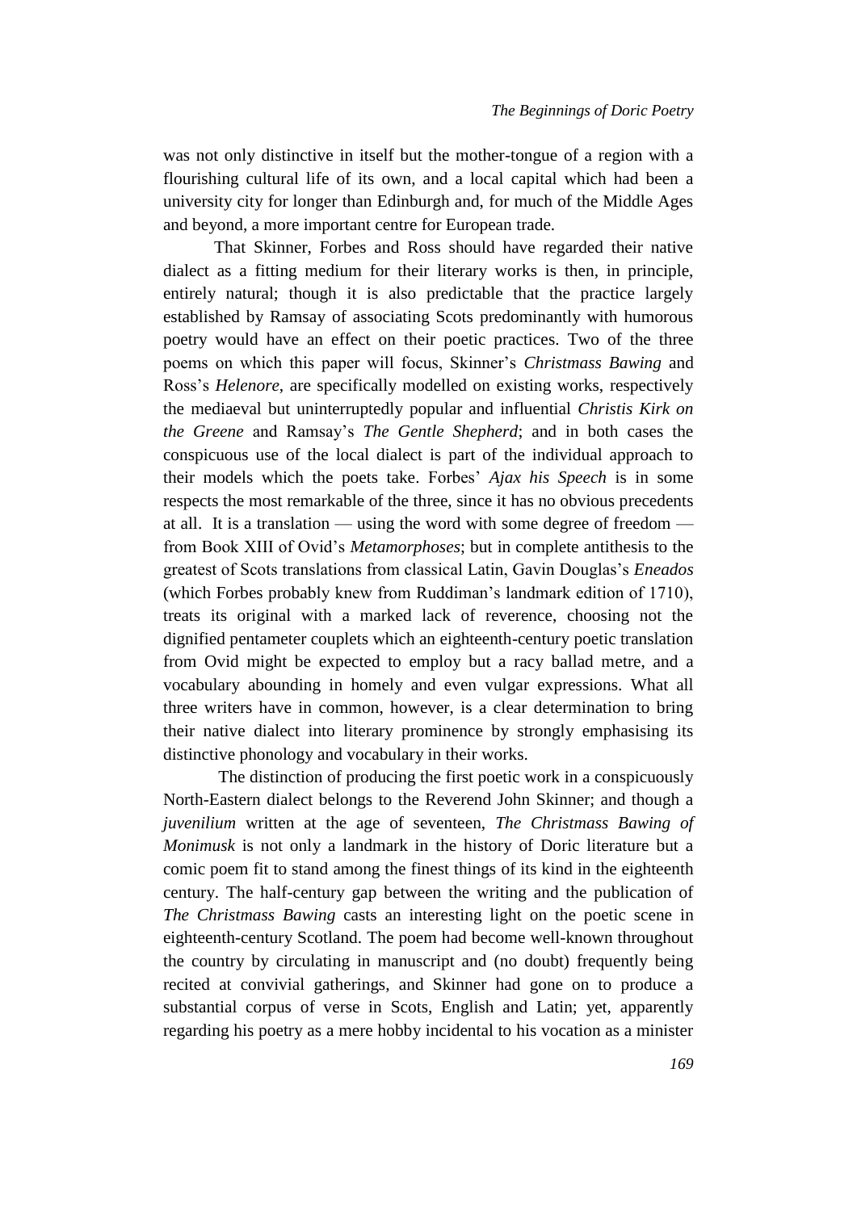was not only distinctive in itself but the mother-tongue of a region with a flourishing cultural life of its own, and a local capital which had been a university city for longer than Edinburgh and, for much of the Middle Ages and beyond, a more important centre for European trade.

That Skinner, Forbes and Ross should have regarded their native dialect as a fitting medium for their literary works is then, in principle, entirely natural; though it is also predictable that the practice largely established by Ramsay of associating Scots predominantly with humorous poetry would have an effect on their poetic practices. Two of the three poems on which this paper will focus, Skinner's *Christmass Bawing* and Ross's *Helenore*, are specifically modelled on existing works, respectively the mediaeval but uninterruptedly popular and influential *Christis Kirk on the Greene* and Ramsay's *The Gentle Shepherd*; and in both cases the conspicuous use of the local dialect is part of the individual approach to their models which the poets take. Forbes' *Ajax his Speech* is in some respects the most remarkable of the three, since it has no obvious precedents at all. It is a translation — using the word with some degree of freedom — from Book XIII of Ovid's *Metamorphoses*; but in complete antithesis to the greatest of Scots translations from classical Latin, Gavin Douglas's *Eneados* (which Forbes probably knew from Ruddiman's landmark edition of 1710), treats its original with a marked lack of reverence, choosing not the dignified pentameter couplets which an eighteenth-century poetic translation from Ovid might be expected to employ but a racy ballad metre, and a vocabulary abounding in homely and even vulgar expressions. What all three writers have in common, however, is a clear determination to bring their native dialect into literary prominence by strongly emphasising its distinctive phonology and vocabulary in their works.

The distinction of producing the first poetic work in a conspicuously North-Eastern dialect belongs to the Reverend John Skinner; and though a *juvenilium* written at the age of seventeen, *The Christmass Bawing of Monimusk* is not only a landmark in the history of Doric literature but a comic poem fit to stand among the finest things of its kind in the eighteenth century. The half-century gap between the writing and the publication of *The Christmass Bawing* casts an interesting light on the poetic scene in eighteenth-century Scotland. The poem had become well-known throughout the country by circulating in manuscript and (no doubt) frequently being recited at convivial gatherings, and Skinner had gone on to produce a substantial corpus of verse in Scots, English and Latin; yet, apparently regarding his poetry as a mere hobby incidental to his vocation as a minister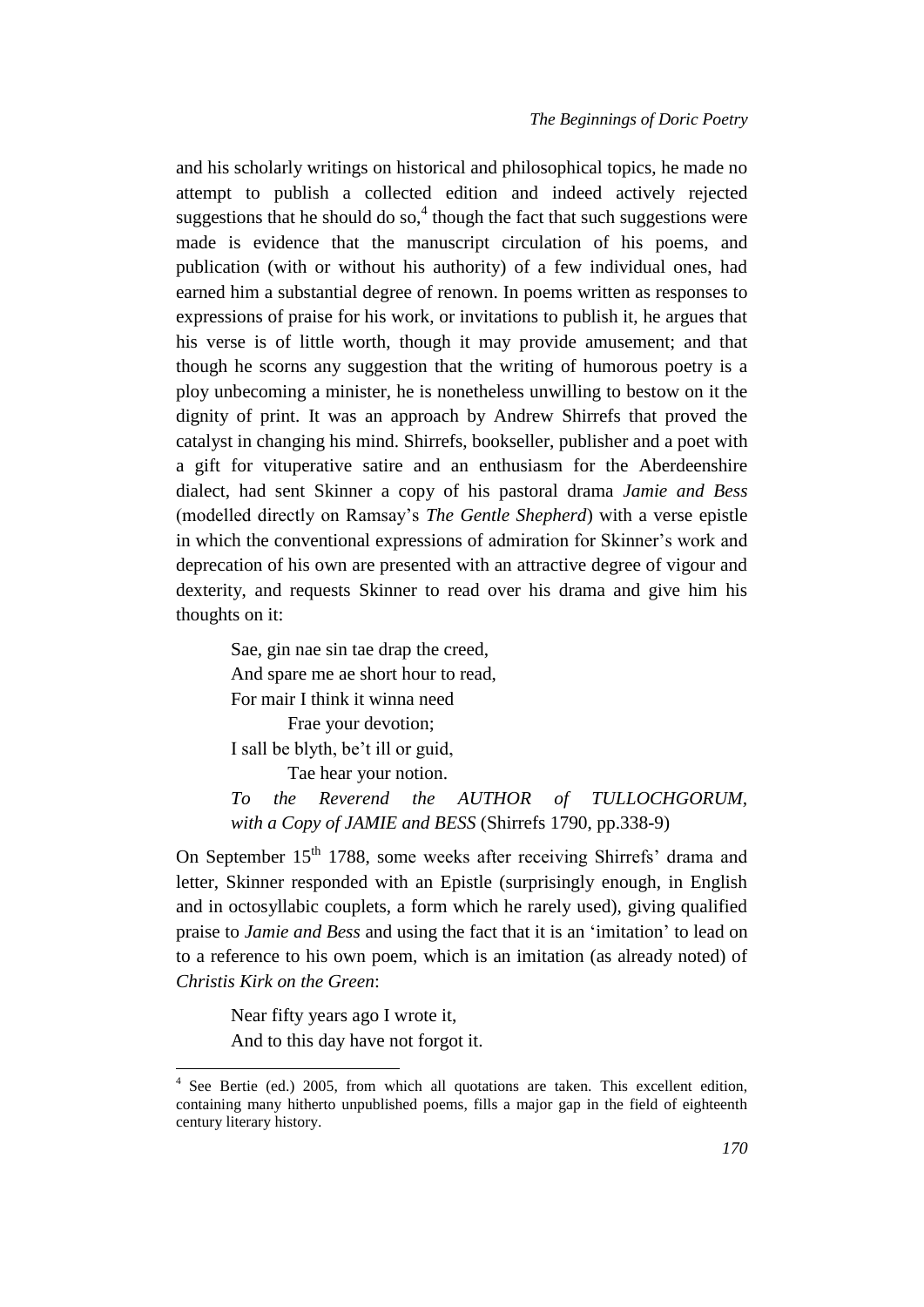and his scholarly writings on historical and philosophical topics, he made no attempt to publish a collected edition and indeed actively rejected suggestions that he should do so,[4] though the fact that such suggestions were made is evidence that the manuscript circulation of his poems, and publication (with or without his authority) of a few individual ones, had earned him a substantial degree of renown. In poems written as responses to expressions of praise for his work, or invitations to publish it, he argues that his verse is of little worth, though it may provide amusement; and that though he scorns any suggestion that the writing of humorous poetry is a ploy unbecoming a minister, he is nonetheless unwilling to bestow on it the dignity of print. It was an approach by Andrew Shirrefs that proved the catalyst in changing his mind. Shirrefs, bookseller, publisher and a poet with a gift for vituperative satire and an enthusiasm for the Aberdeenshire dialect, had sent Skinner a copy of his pastoral drama *Jamie and Bess* (modelled directly on Ramsay's *The Gentle Shepherd*) with a verse epistle in which the conventional expressions of admiration for Skinner's work and deprecation of his own are presented with an attractive degree of vigour and dexterity, and requests Skinner to read over his drama and give him his thoughts on it:

> Sae, gin nae sin tae drap the creed,
> And spare me ae short hour to read,
> For mair I think it winna need
>   Frae your devotion;
> I sall be blyth, be't ill or guid,
>   Tae hear your notion.
>
> *To the Reverend the AUTHOR of TULLOCHGORUM, with a Copy of JAMIE and BESS* (Shirrefs 1790, pp.338-9)

On September 15th 1788, some weeks after receiving Shirrefs' drama and letter, Skinner responded with an Epistle (surprisingly enough, in English and in octosyllabic couplets, a form which he rarely used), giving qualified praise to *Jamie and Bess* and using the fact that it is an 'imitation' to lead on to a reference to his own poem, which is an imitation (as already noted) of *Christis Kirk on the Green*:

> Near fifty years ago I wrote it,
> And to this day have not forgot it.

[4] See Bertie (ed.) 2005, from which all quotations are taken. This excellent edition, containing many hitherto unpublished poems, fills a major gap in the field of eighteenth century literary history.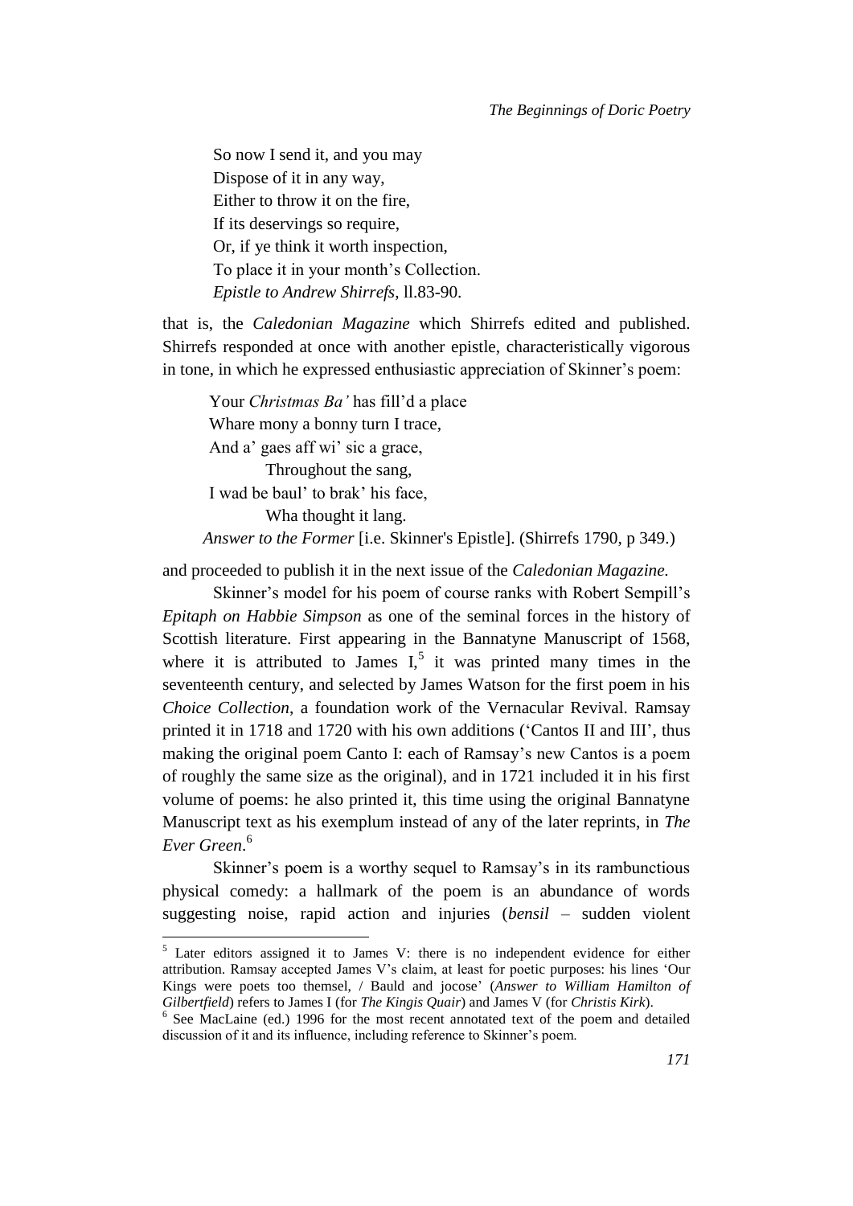So now I send it, and you may  
Dispose of it in any way,  
Either to throw it on the fire,  
If its deservings so require,  
Or, if ye think it worth inspection,  
To place it in your month's Collection.  
*Epistle to Andrew Shirrefs*, ll.83-90.

that is, the *Caledonian Magazine* which Shirrefs edited and published. Shirrefs responded at once with another epistle, characteristically vigorous in tone, in which he expressed enthusiastic appreciation of Skinner's poem:

Your *Christmas Ba'* has fill'd a place  
Whare mony a bonny turn I trace,  
And a' gaes aff wi' sic a grace,  
        Throughout the sang,  
I wad be baul' to brak' his face,  
        Wha thought it lang.  
*Answer to the Former* [i.e. Skinner's Epistle]. (Shirrefs 1790, p 349.)

and proceeded to publish it in the next issue of the *Caledonian Magazine.*

Skinner's model for his poem of course ranks with Robert Sempill's *Epitaph on Habbie Simpson* as one of the seminal forces in the history of Scottish literature. First appearing in the Bannatyne Manuscript of 1568, where it is attributed to James I,[5] it was printed many times in the seventeenth century, and selected by James Watson for the first poem in his *Choice Collection*, a foundation work of the Vernacular Revival. Ramsay printed it in 1718 and 1720 with his own additions ('Cantos II and III', thus making the original poem Canto I: each of Ramsay's new Cantos is a poem of roughly the same size as the original), and in 1721 included it in his first volume of poems: he also printed it, this time using the original Bannatyne Manuscript text as his exemplum instead of any of the later reprints, in *The Ever Green*.[6]

Skinner's poem is a worthy sequel to Ramsay's in its rambunctious physical comedy: a hallmark of the poem is an abundance of words suggesting noise, rapid action and injuries (*bensil* – sudden violent

---

[5] Later editors assigned it to James V: there is no independent evidence for either attribution. Ramsay accepted James V's claim, at least for poetic purposes: his lines 'Our Kings were poets too themsel, / Bauld and jocose' (*Answer to William Hamilton of Gilbertfield*) refers to James I (for *The Kingis Quair*) and James V (for *Christis Kirk*).

[6] See MacLaine (ed.) 1996 for the most recent annotated text of the poem and detailed discussion of it and its influence, including reference to Skinner's poem.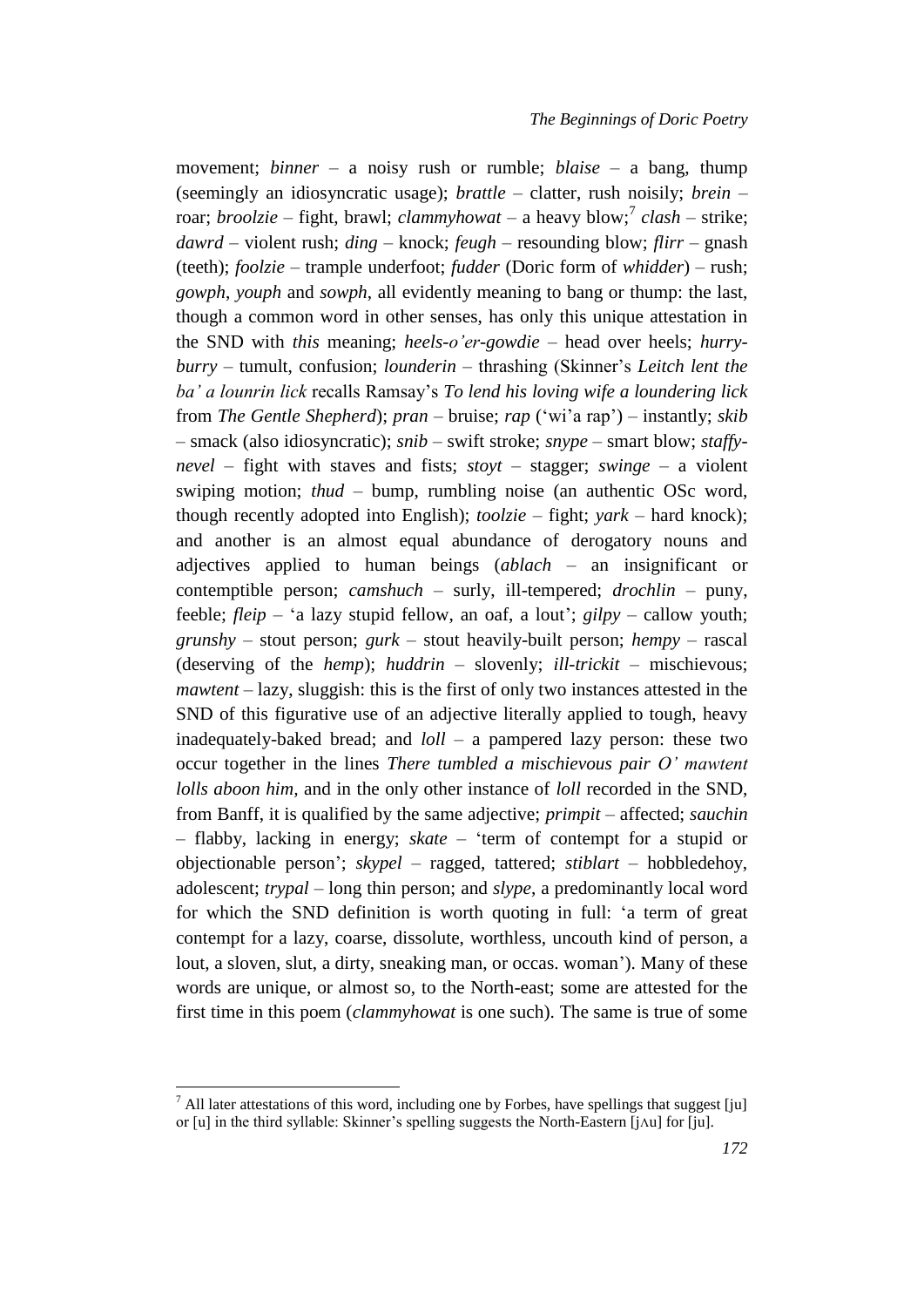movement; *binner* – a noisy rush or rumble; *blaise* – a bang, thump (seemingly an idiosyncratic usage); *brattle* – clatter, rush noisily; *brein* – roar; *broolzie* – fight, brawl; *clammyhowat* – a heavy blow;[7] *clash* – strike; *dawrd* – violent rush; *ding* – knock; *feugh* – resounding blow; *flirr* – gnash (teeth); *foolzie* – trample underfoot; *fudder* (Doric form of *whidder*) – rush; *gowph*, *youph* and *sowph*, all evidently meaning to bang or thump: the last, though a common word in other senses, has only this unique attestation in the SND with *this* meaning; *heels-o'er-gowdie* – head over heels; *hurry-burry* – tumult, confusion; *lounderin* – thrashing (Skinner's *Leitch lent the ba' a lounrin lick* recalls Ramsay's *To lend his loving wife a loundering lick* from *The Gentle Shepherd*); *pran* – bruise; *rap* ('wi'a rap') – instantly; *skib* – smack (also idiosyncratic); *snib* – swift stroke; *snype* – smart blow; *staffy-nevel* – fight with staves and fists; *stoyt* – stagger; *swinge* – a violent swiping motion; *thud* – bump, rumbling noise (an authentic OSc word, though recently adopted into English); *toolzie* – fight; *yark* – hard knock); and another is an almost equal abundance of derogatory nouns and adjectives applied to human beings (*ablach* – an insignificant or contemptible person; *camshuch* – surly, ill-tempered; *drochlin* – puny, feeble; *fleip* – 'a lazy stupid fellow, an oaf, a lout'; *gilpy* – callow youth; *grunshy* – stout person; *gurk* – stout heavily-built person; *hempy* – rascal (deserving of the *hemp*); *huddrin* – slovenly; *ill-trickit* – mischievous; *mawtent* – lazy, sluggish: this is the first of only two instances attested in the SND of this figurative use of an adjective literally applied to tough, heavy inadequately-baked bread; and *loll* – a pampered lazy person: these two occur together in the lines *There tumbled a mischievous pair O' mawtent lolls aboon him,* and in the only other instance of *loll* recorded in the SND, from Banff, it is qualified by the same adjective; *primpit* – affected; *sauchin* – flabby, lacking in energy; *skate* – 'term of contempt for a stupid or objectionable person'; *skypel* – ragged, tattered; *stiblart* – hobbledehoy, adolescent; *trypal* – long thin person; and *slype*, a predominantly local word for which the SND definition is worth quoting in full: 'a term of great contempt for a lazy, coarse, dissolute, worthless, uncouth kind of person, a lout, a sloven, slut, a dirty, sneaking man, or occas. woman'). Many of these words are unique, or almost so, to the North-east; some are attested for the first time in this poem (*clammyhowat* is one such). The same is true of some

[7] All later attestations of this word, including one by Forbes, have spellings that suggest [ju] or [u] in the third syllable: Skinner's spelling suggests the North-Eastern [jʌu] for [ju].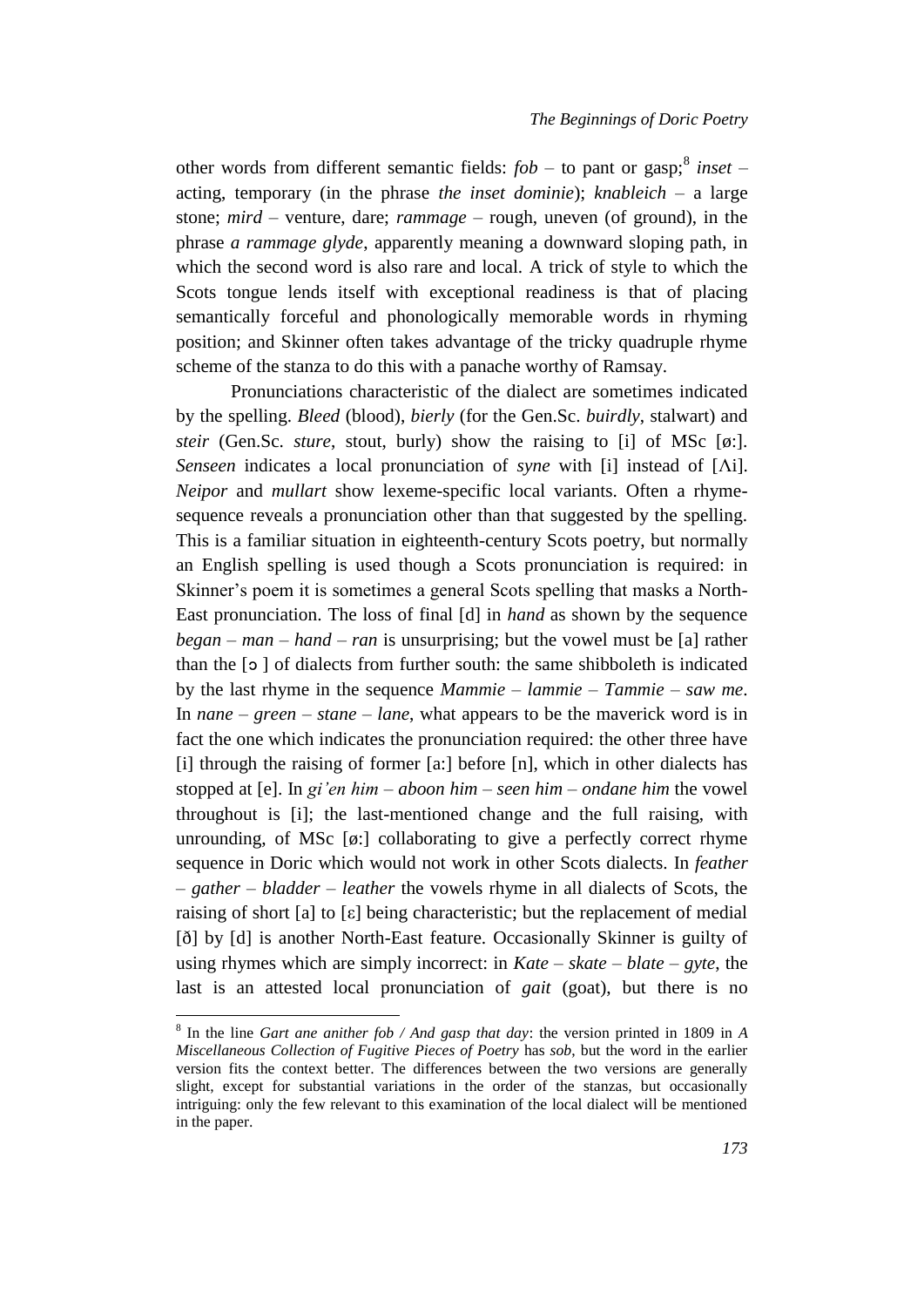other words from different semantic fields: *fob* – to pant or gasp;[8] *inset* – acting, temporary (in the phrase *the inset dominie*); *knableich* – a large stone; *mird* – venture, dare; *rammage* – rough, uneven (of ground), in the phrase *a rammage glyde*, apparently meaning a downward sloping path, in which the second word is also rare and local. A trick of style to which the Scots tongue lends itself with exceptional readiness is that of placing semantically forceful and phonologically memorable words in rhyming position; and Skinner often takes advantage of the tricky quadruple rhyme scheme of the stanza to do this with a panache worthy of Ramsay.

Pronunciations characteristic of the dialect are sometimes indicated by the spelling. *Bleed* (blood), *bierly* (for the Gen.Sc. *buirdly*, stalwart) and *steir* (Gen.Sc. *sture*, stout, burly) show the raising to [i] of MSc [øː]. *Senseen* indicates a local pronunciation of *syne* with [i] instead of [ʌi]. *Neipor* and *mullart* show lexeme-specific local variants. Often a rhyme-sequence reveals a pronunciation other than that suggested by the spelling. This is a familiar situation in eighteenth-century Scots poetry, but normally an English spelling is used though a Scots pronunciation is required: in Skinner's poem it is sometimes a general Scots spelling that masks a North-East pronunciation. The loss of final [d] in *hand* as shown by the sequence *began* – *man* – *hand* – *ran* is unsurprising; but the vowel must be [a] rather than the [ɔ ] of dialects from further south: the same shibboleth is indicated by the last rhyme in the sequence *Mammie* – *lammie* – *Tammie* – *saw me*. In *nane* – *green* – *stane* – *lane*, what appears to be the maverick word is in fact the one which indicates the pronunciation required: the other three have [i] through the raising of former [aː] before [n], which in other dialects has stopped at [e]. In *gi'en him* – *aboon him* – *seen him* – *ondane him* the vowel throughout is [i]; the last-mentioned change and the full raising, with unrounding, of MSc [øː] collaborating to give a perfectly correct rhyme sequence in Doric which would not work in other Scots dialects. In *feather* – *gather* – *bladder* – *leather* the vowels rhyme in all dialects of Scots, the raising of short [a] to [ɛ] being characteristic; but the replacement of medial [ð] by [d] is another North-East feature. Occasionally Skinner is guilty of using rhymes which are simply incorrect: in *Kate* – *skate* – *blate* – *gyte*, the last is an attested local pronunciation of *gait* (goat), but there is no

---

[8] In the line *Gart ane anither fob / And gasp that day*: the version printed in 1809 in *A Miscellaneous Collection of Fugitive Pieces of Poetry* has *sob*, but the word in the earlier version fits the context better. The differences between the two versions are generally slight, except for substantial variations in the order of the stanzas, but occasionally intriguing: only the few relevant to this examination of the local dialect will be mentioned in the paper.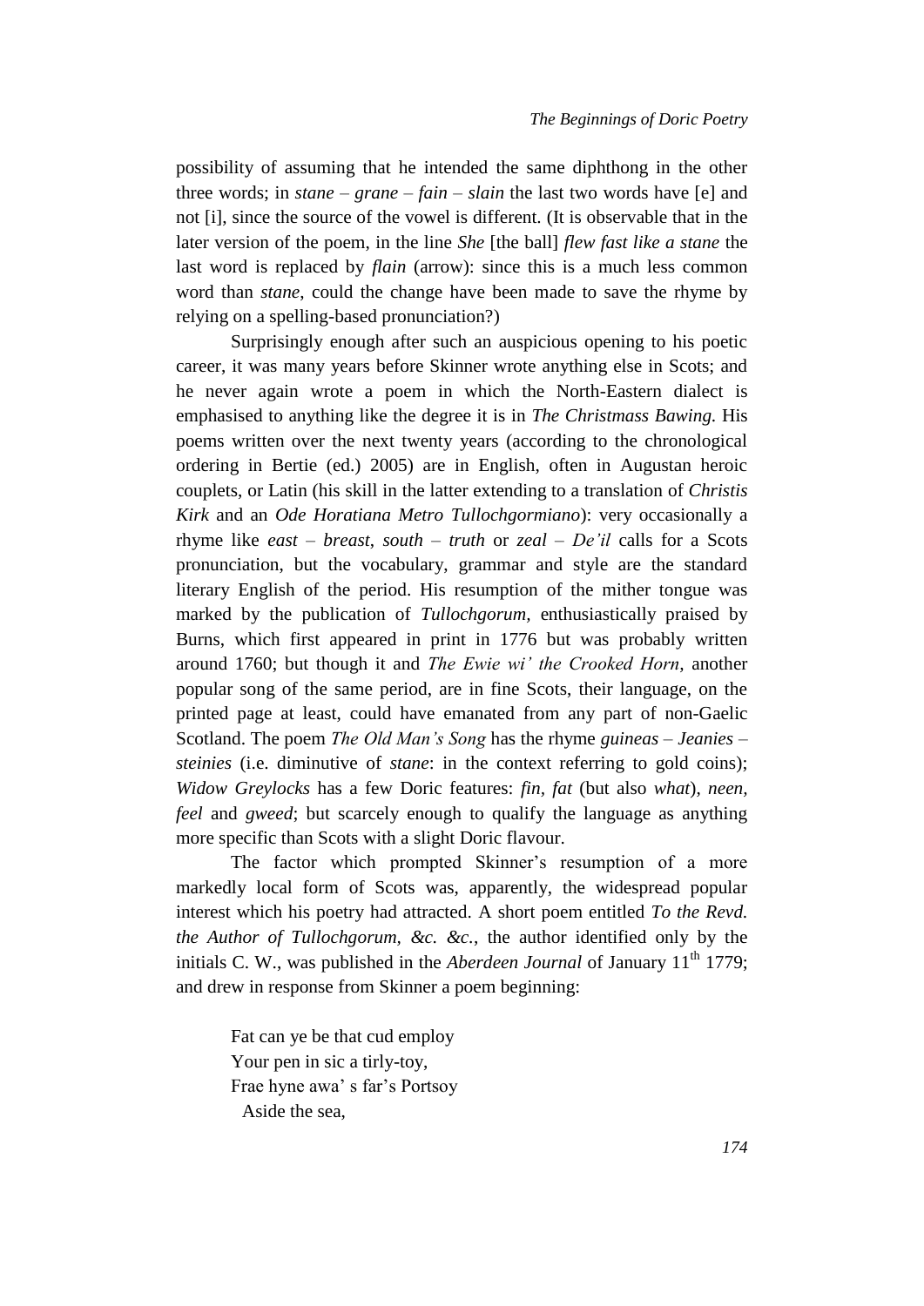possibility of assuming that he intended the same diphthong in the other three words; in *stane* – *grane* – *fain* – *slain* the last two words have [e] and not [i], since the source of the vowel is different. (It is observable that in the later version of the poem, in the line *She* [the ball] *flew fast like a stane* the last word is replaced by *flain* (arrow): since this is a much less common word than *stane*, could the change have been made to save the rhyme by relying on a spelling-based pronunciation?)

Surprisingly enough after such an auspicious opening to his poetic career, it was many years before Skinner wrote anything else in Scots; and he never again wrote a poem in which the North-Eastern dialect is emphasised to anything like the degree it is in *The Christmass Bawing.* His poems written over the next twenty years (according to the chronological ordering in Bertie (ed.) 2005) are in English, often in Augustan heroic couplets, or Latin (his skill in the latter extending to a translation of *Christis Kirk* and an *Ode Horatiana Metro Tullochgormiano*): very occasionally a rhyme like *east* – *breast*, *south* – *truth* or *zeal* – *De'il* calls for a Scots pronunciation, but the vocabulary, grammar and style are the standard literary English of the period. His resumption of the mither tongue was marked by the publication of *Tullochgorum*, enthusiastically praised by Burns, which first appeared in print in 1776 but was probably written around 1760; but though it and *The Ewie wi' the Crooked Horn*, another popular song of the same period, are in fine Scots, their language, on the printed page at least, could have emanated from any part of non-Gaelic Scotland. The poem *The Old Man's Song* has the rhyme *guineas* – *Jeanies* – *steinies* (i.e. diminutive of *stane*: in the context referring to gold coins); *Widow Greylocks* has a few Doric features: *fin*, *fat* (but also *what*), *neen*, *feel* and *gweed*; but scarcely enough to qualify the language as anything more specific than Scots with a slight Doric flavour.

The factor which prompted Skinner's resumption of a more markedly local form of Scots was, apparently, the widespread popular interest which his poetry had attracted. A short poem entitled *To the Revd. the Author of Tullochgorum, &c. &c.*, the author identified only by the initials C. W., was published in the *Aberdeen Journal* of January 11th 1779; and drew in response from Skinner a poem beginning:

> Fat can ye be that cud employ  
> Your pen in sic a tirly-toy,  
> Frae hyne awa' s far's Portsoy  
>   Aside the sea,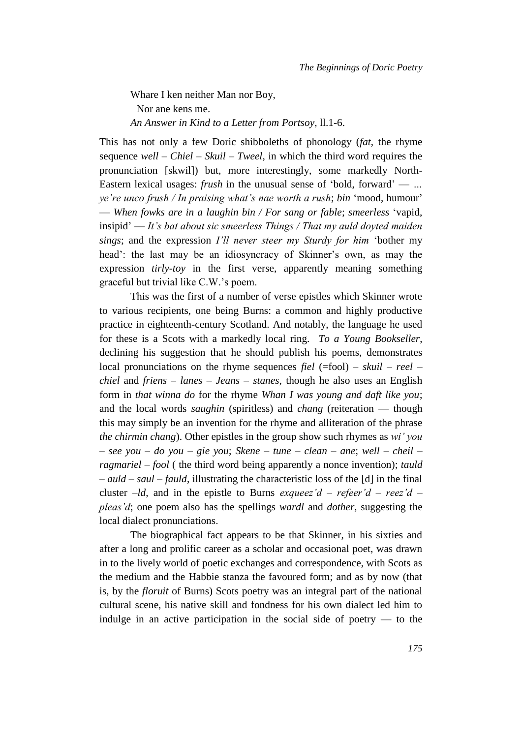Whare I ken neither Man nor Boy,  
  Nor ane kens me.  
*An Answer in Kind to a Letter from Portsoy*, ll.1-6.

This has not only a few Doric shibboleths of phonology (*fat*, the rhyme sequence *well* – *Chiel* – *Skuil* – *Tweel*, in which the third word requires the pronunciation [skwil]) but, more interestingly, some markedly North-Eastern lexical usages: *frush* in the unusual sense of 'bold, forward' — *... ye're unco frush / In praising what's nae worth a rush*; *bin* 'mood, humour' — *When fowks are in a laughin bin / For sang or fable*; *smeerless* 'vapid, insipid' — *It's bat about sic smeerless Things / That my auld doyted maiden sings*; and the expression *I'll never steer my Sturdy for him* 'bother my head': the last may be an idiosyncracy of Skinner's own, as may the expression *tirly-toy* in the first verse, apparently meaning something graceful but trivial like C.W.'s poem.

This was the first of a number of verse epistles which Skinner wrote to various recipients, one being Burns: a common and highly productive practice in eighteenth-century Scotland. And notably, the language he used for these is a Scots with a markedly local ring. *To a Young Bookseller*, declining his suggestion that he should publish his poems, demonstrates local pronunciations on the rhyme sequences *fiel* (=fool) – *skuil* – *reel* – *chiel* and *friens* – *lanes* – *Jeans* – *stanes*, though he also uses an English form in *that winna do* for the rhyme *Whan I was young and daft like you*; and the local words *saughin* (spiritless) and *chang* (reiteration — though this may simply be an invention for the rhyme and alliteration of the phrase *the chirmin chang*). Other epistles in the group show such rhymes as *wi' you* – *see you* – *do you* – *gie you*; *Skene* – *tune* – *clean* – *ane*; *well* – *cheil* – *ragmariel* – *fool* ( the third word being apparently a nonce invention); *tauld* – *auld* – *saul* – *fauld*, illustrating the characteristic loss of the [d] in the final cluster *–ld*, and in the epistle to Burns *exqueez'd* – *refeer'd* – *reez'd* – *pleas'd*; one poem also has the spellings *wardl* and *dother*, suggesting the local dialect pronunciations.

The biographical fact appears to be that Skinner, in his sixties and after a long and prolific career as a scholar and occasional poet, was drawn in to the lively world of poetic exchanges and correspondence, with Scots as the medium and the Habbie stanza the favoured form; and as by now (that is, by the *floruit* of Burns) Scots poetry was an integral part of the national cultural scene, his native skill and fondness for his own dialect led him to indulge in an active participation in the social side of poetry — to the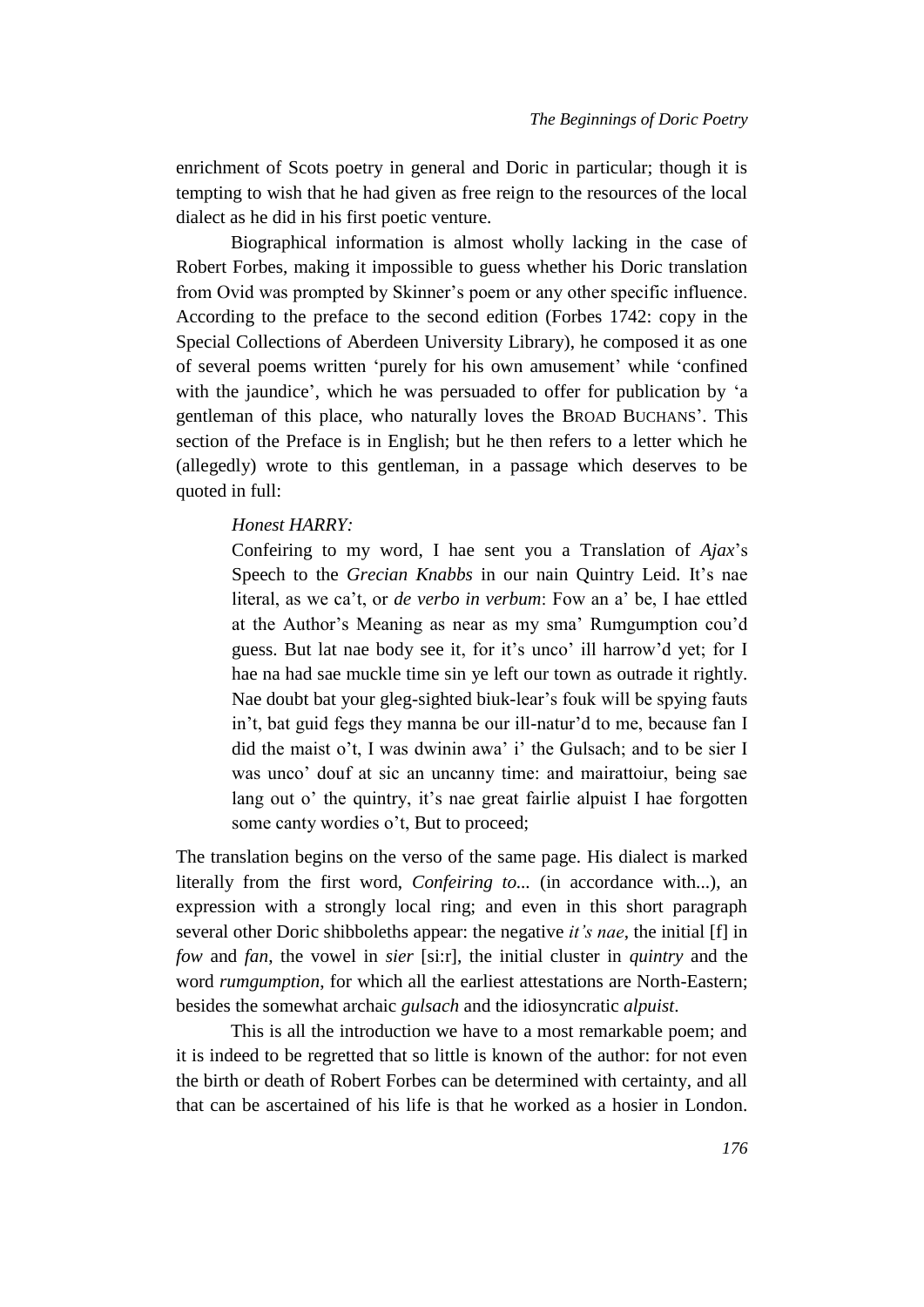enrichment of Scots poetry in general and Doric in particular; though it is tempting to wish that he had given as free reign to the resources of the local dialect as he did in his first poetic venture.

Biographical information is almost wholly lacking in the case of Robert Forbes, making it impossible to guess whether his Doric translation from Ovid was prompted by Skinner's poem or any other specific influence. According to the preface to the second edition (Forbes 1742: copy in the Special Collections of Aberdeen University Library), he composed it as one of several poems written 'purely for his own amusement' while 'confined with the jaundice', which he was persuaded to offer for publication by 'a gentleman of this place, who naturally loves the BROAD BUCHANS'. This section of the Preface is in English; but he then refers to a letter which he (allegedly) wrote to this gentleman, in a passage which deserves to be quoted in full:

> *Honest HARRY:*
>
> Confeiring to my word, I hae sent you a Translation of *Ajax*'s Speech to the *Grecian Knabbs* in our nain Quintry Leid. It's nae literal, as we ca't, or *de verbo in verbum*: Fow an a' be, I hae ettled at the Author's Meaning as near as my sma' Rumgumption cou'd guess. But lat nae body see it, for it's unco' ill harrow'd yet; for I hae na had sae muckle time sin ye left our town as outrade it rightly. Nae doubt bat your gleg-sighted biuk-lear's fouk will be spying fauts in't, bat guid fegs they manna be our ill-natur'd to me, because fan I did the maist o't, I was dwinin awa' i' the Gulsach; and to be sier I was unco' douf at sic an uncanny time: and mairattoiur, being sae lang out o' the quintry, it's nae great fairlie alpuist I hae forgotten some canty wordies o't, But to proceed;

The translation begins on the verso of the same page. His dialect is marked literally from the first word, *Confeiring to...* (in accordance with...), an expression with a strongly local ring; and even in this short paragraph several other Doric shibboleths appear: the negative *it's nae*, the initial [f] in *fow* and *fan*, the vowel in *sier* [si:r], the initial cluster in *quintry* and the word *rumgumption*, for which all the earliest attestations are North-Eastern; besides the somewhat archaic *gulsach* and the idiosyncratic *alpuist*.

This is all the introduction we have to a most remarkable poem; and it is indeed to be regretted that so little is known of the author: for not even the birth or death of Robert Forbes can be determined with certainty, and all that can be ascertained of his life is that he worked as a hosier in London.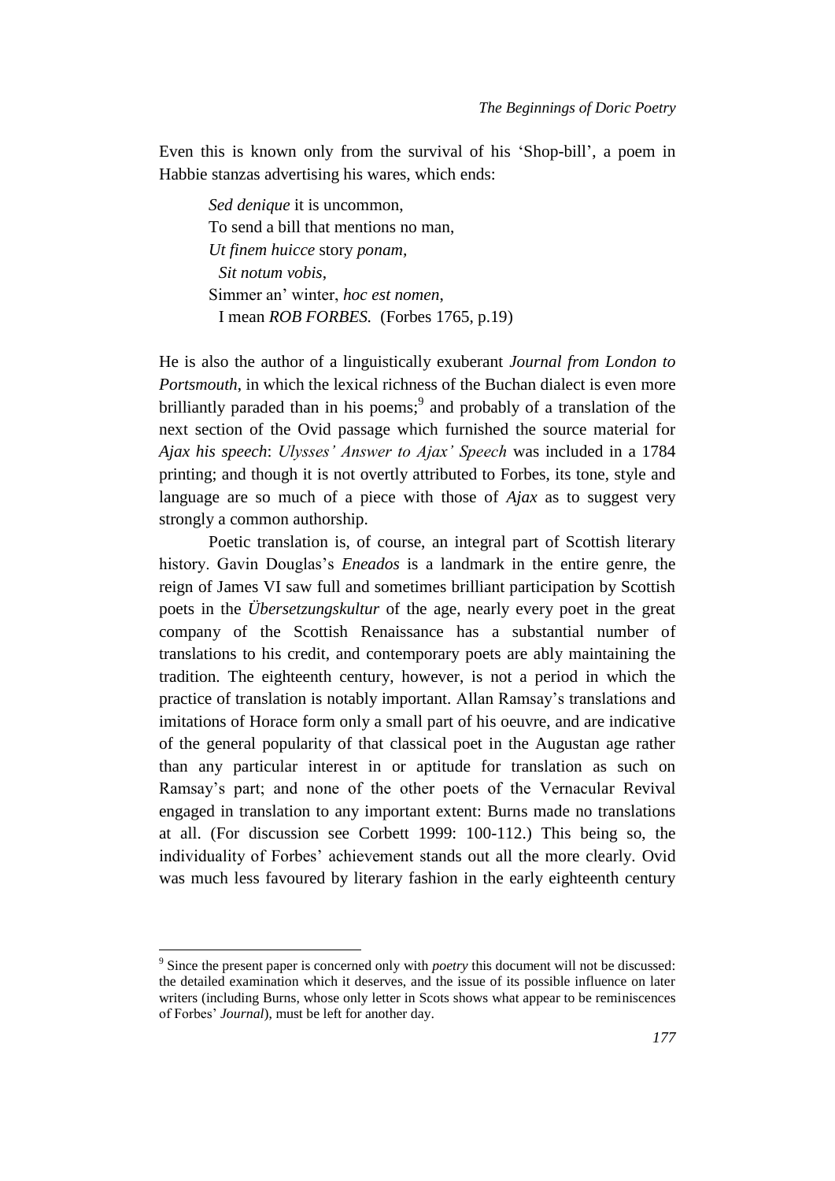Even this is known only from the survival of his 'Shop-bill', a poem in Habbie stanzas advertising his wares, which ends:

> *Sed denique* it is uncommon,  
> To send a bill that mentions no man,  
> *Ut finem huicce* story *ponam*,  
>   *Sit notum vobis*,  
> Simmer an' winter, *hoc est nomen*,  
>   I mean *ROB FORBES.* (Forbes 1765, p.19)

He is also the author of a linguistically exuberant *Journal from London to Portsmouth*, in which the lexical richness of the Buchan dialect is even more brilliantly paraded than in his poems;[9] and probably of a translation of the next section of the Ovid passage which furnished the source material for *Ajax his speech*: *Ulysses' Answer to Ajax' Speech* was included in a 1784 printing; and though it is not overtly attributed to Forbes, its tone, style and language are so much of a piece with those of *Ajax* as to suggest very strongly a common authorship.

Poetic translation is, of course, an integral part of Scottish literary history. Gavin Douglas's *Eneados* is a landmark in the entire genre, the reign of James VI saw full and sometimes brilliant participation by Scottish poets in the *Übersetzungskultur* of the age, nearly every poet in the great company of the Scottish Renaissance has a substantial number of translations to his credit, and contemporary poets are ably maintaining the tradition. The eighteenth century, however, is not a period in which the practice of translation is notably important. Allan Ramsay's translations and imitations of Horace form only a small part of his oeuvre, and are indicative of the general popularity of that classical poet in the Augustan age rather than any particular interest in or aptitude for translation as such on Ramsay's part; and none of the other poets of the Vernacular Revival engaged in translation to any important extent: Burns made no translations at all. (For discussion see Corbett 1999: 100-112.) This being so, the individuality of Forbes' achievement stands out all the more clearly. Ovid was much less favoured by literary fashion in the early eighteenth century

---

[9] Since the present paper is concerned only with *poetry* this document will not be discussed: the detailed examination which it deserves, and the issue of its possible influence on later writers (including Burns, whose only letter in Scots shows what appear to be reminiscences of Forbes' *Journal*), must be left for another day.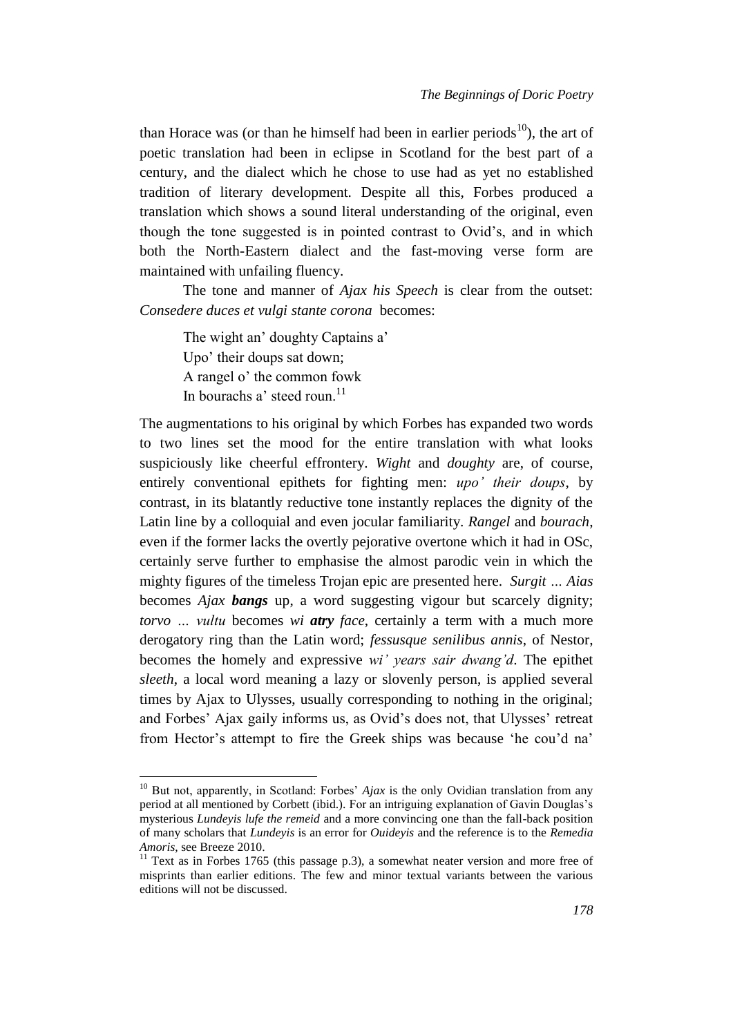than Horace was (or than he himself had been in earlier periods[10]), the art of poetic translation had been in eclipse in Scotland for the best part of a century, and the dialect which he chose to use had as yet no established tradition of literary development. Despite all this, Forbes produced a translation which shows a sound literal understanding of the original, even though the tone suggested is in pointed contrast to Ovid's, and in which both the North-Eastern dialect and the fast-moving verse form are maintained with unfailing fluency.

The tone and manner of *Ajax his Speech* is clear from the outset: *Consedere duces et vulgi stante corona* becomes:

> The wight an' doughty Captains a'
> Upo' their doups sat down;
> A rangel o' the common fowk
> In bourachs a' steed roun.[11]

The augmentations to his original by which Forbes has expanded two words to two lines set the mood for the entire translation with what looks suspiciously like cheerful effrontery. *Wight* and *doughty* are, of course, entirely conventional epithets for fighting men: *upo' their doups*, by contrast, in its blatantly reductive tone instantly replaces the dignity of the Latin line by a colloquial and even jocular familiarity. *Rangel* and *bourach*, even if the former lacks the overtly pejorative overtone which it had in OSc, certainly serve further to emphasise the almost parodic vein in which the mighty figures of the timeless Trojan epic are presented here. *Surgit ... Aias* becomes *Ajax **bangs** up*, a word suggesting vigour but scarcely dignity; *torvo ... vultu* becomes *wi **atry** face*, certainly a term with a much more derogatory ring than the Latin word; *fessusque senilibus annis*, of Nestor, becomes the homely and expressive *wi' years sair dwang'd*. The epithet *sleeth*, a local word meaning a lazy or slovenly person, is applied several times by Ajax to Ulysses, usually corresponding to nothing in the original; and Forbes' Ajax gaily informs us, as Ovid's does not, that Ulysses' retreat from Hector's attempt to fire the Greek ships was because 'he cou'd na'

---

[10] But not, apparently, in Scotland: Forbes' *Ajax* is the only Ovidian translation from any period at all mentioned by Corbett (ibid.). For an intriguing explanation of Gavin Douglas's mysterious *Lundeyis lufe the remeid* and a more convincing one than the fall-back position of many scholars that *Lundeyis* is an error for *Ouideyis* and the reference is to the *Remedia Amoris*, see Breeze 2010.

[11] Text as in Forbes 1765 (this passage p.3), a somewhat neater version and more free of misprints than earlier editions. The few and minor textual variants between the various editions will not be discussed.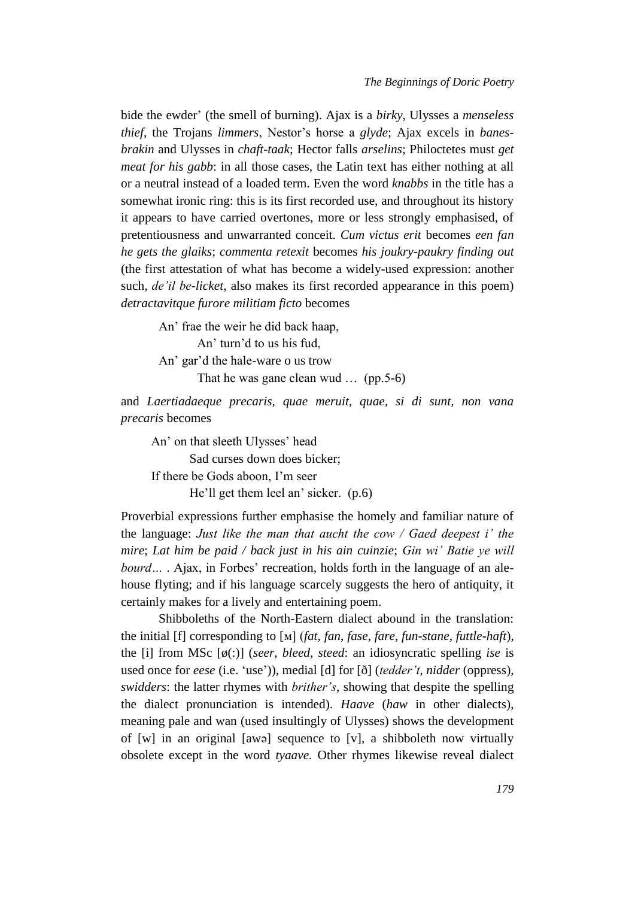bide the ewder' (the smell of burning). Ajax is a *birky*, Ulysses a *menseless thief*, the Trojans *limmers*, Nestor's horse a *glyde*; Ajax excels in *banes-brakin* and Ulysses in *chaft-taak*; Hector falls *arselins*; Philoctetes must *get meat for his gabb*: in all those cases, the Latin text has either nothing at all or a neutral instead of a loaded term. Even the word *knabbs* in the title has a somewhat ironic ring: this is its first recorded use, and throughout its history it appears to have carried overtones, more or less strongly emphasised, of pretentiousness and unwarranted conceit. *Cum victus erit* becomes *een fan he gets the glaiks*; *commenta retexit* becomes *his joukry-paukry finding out* (the first attestation of what has become a widely-used expression: another such, *de'il be-licket*, also makes its first recorded appearance in this poem) *detractavitque furore militiam ficto* becomes

> An' frae the weir he did back haap,
> An' turn'd to us his fud,
> An' gar'd the hale-ware o us trow
> That he was gane clean wud … (pp.5-6)

and *Laertiadaeque precaris, quae meruit, quae, si di sunt, non vana precaris* becomes

> An' on that sleeth Ulysses' head
> Sad curses down does bicker;
> If there be Gods aboon, I'm seer
> He'll get them leel an' sicker. (p.6)

Proverbial expressions further emphasise the homely and familiar nature of the language: *Just like the man that aucht the cow / Gaed deepest i' the mire*; *Lat him be paid / back just in his ain cuinzie*; *Gin wi' Batie ye will bourd…* . Ajax, in Forbes' recreation, holds forth in the language of an ale-house flyting; and if his language scarcely suggests the hero of antiquity, it certainly makes for a lively and entertaining poem.

Shibboleths of the North-Eastern dialect abound in the translation: the initial [f] corresponding to [ʍ] (*fat*, *fan*, *fase*, *fare*, *fun-stane*, *futtle-haft*), the [i] from MSc [ø(:)] (*seer*, *bleed*, *steed*: an idiosyncratic spelling *ise* is used once for *eese* (i.e. 'use')), medial [d] for [ð] (*tedder't*, *nidder* (oppress), *swidders*: the latter rhymes with *brither's*, showing that despite the spelling the dialect pronunciation is intended). *Haave* (*haw* in other dialects), meaning pale and wan (used insultingly of Ulysses) shows the development of [w] in an original [awə] sequence to [v], a shibboleth now virtually obsolete except in the word *tyaave*. Other rhymes likewise reveal dialect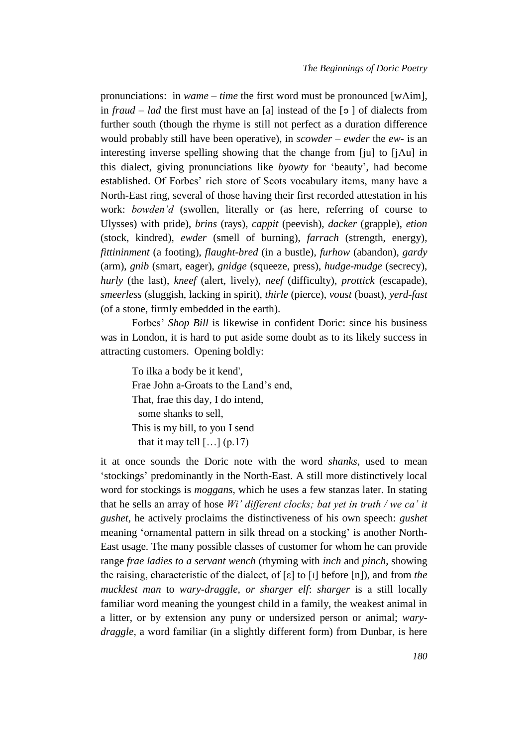pronunciations: in *wame* – *time* the first word must be pronounced [wʌim], in *fraud* – *lad* the first must have an [a] instead of the [ɔ ] of dialects from further south (though the rhyme is still not perfect as a duration difference would probably still have been operative), in *scowder* – *ewder* the *ew-* is an interesting inverse spelling showing that the change from [ju] to [jʌu] in this dialect, giving pronunciations like *byowty* for 'beauty', had become established. Of Forbes' rich store of Scots vocabulary items, many have a North-East ring, several of those having their first recorded attestation in his work: *bowden'd* (swollen, literally or (as here, referring of course to Ulysses) with pride), *brins* (rays), *cappit* (peevish), *dacker* (grapple), *etion* (stock, kindred), *ewder* (smell of burning), *farrach* (strength, energy), *fittininment* (a footing), *flaught-bred* (in a bustle), *furhow* (abandon), *gardy* (arm), *gnib* (smart, eager), *gnidge* (squeeze, press), *hudge-mudge* (secrecy), *hurly* (the last), *kneef* (alert, lively), *neef* (difficulty), *prottick* (escapade), *smeerless* (sluggish, lacking in spirit), *thirle* (pierce), *voust* (boast), *yerd-fast* (of a stone, firmly embedded in the earth).

Forbes' *Shop Bill* is likewise in confident Doric: since his business was in London, it is hard to put aside some doubt as to its likely success in attracting customers. Opening boldly:

> To ilka a body be it kend',  
> Frae John a-Groats to the Land's end,  
> That, frae this day, I do intend,  
>   some shanks to sell,  
> This is my bill, to you I send  
>   that it may tell […] (p.17)

it at once sounds the Doric note with the word *shanks*, used to mean 'stockings' predominantly in the North-East. A still more distinctively local word for stockings is *moggans*, which he uses a few stanzas later. In stating that he sells an array of hose *Wi' different clocks; bat yet in truth / we ca' it gushet*, he actively proclaims the distinctiveness of his own speech: *gushet* meaning 'ornamental pattern in silk thread on a stocking' is another North-East usage. The many possible classes of customer for whom he can provide range *frae ladies to a servant wench* (rhyming with *inch* and *pinch*, showing the raising, characteristic of the dialect, of [ɛ] to [ɪ] before [n]), and from *the mucklest man* to *wary-draggle, or sharger elf*: *sharger* is a still locally familiar word meaning the youngest child in a family, the weakest animal in a litter, or by extension any puny or undersized person or animal; *wary-draggle*, a word familiar (in a slightly different form) from Dunbar, is here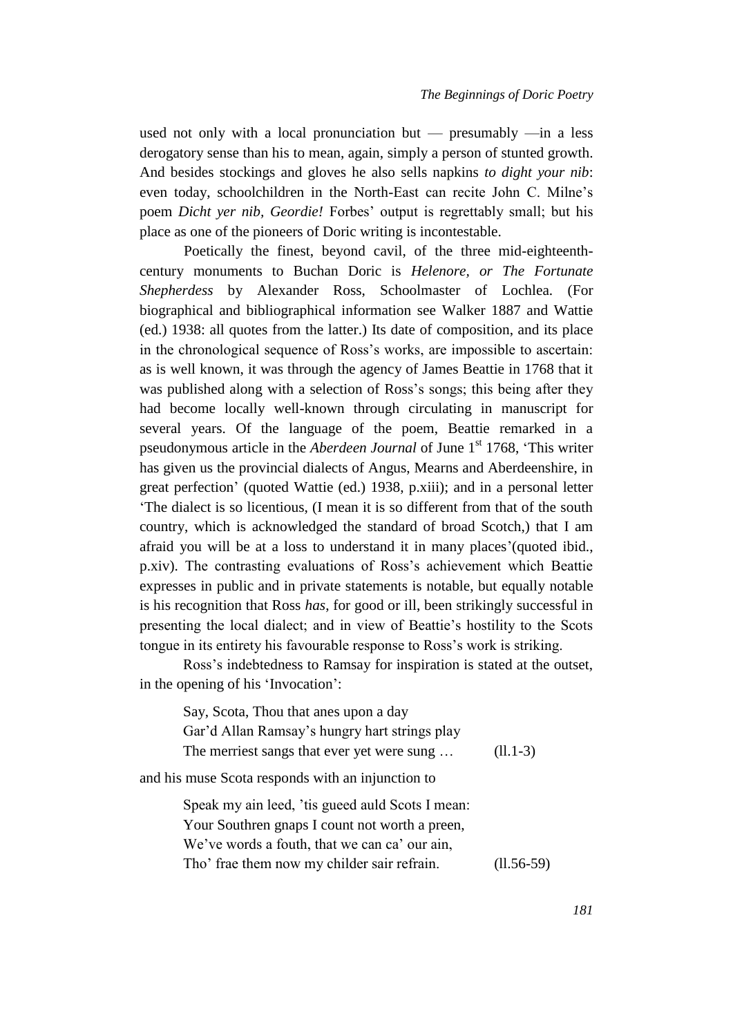used not only with a local pronunciation but — presumably —in a less derogatory sense than his to mean, again, simply a person of stunted growth. And besides stockings and gloves he also sells napkins *to dight your nib*: even today, schoolchildren in the North-East can recite John C. Milne's poem *Dicht yer nib, Geordie!* Forbes' output is regrettably small; but his place as one of the pioneers of Doric writing is incontestable.

Poetically the finest, beyond cavil, of the three mid-eighteenth-century monuments to Buchan Doric is *Helenore, or The Fortunate Shepherdess* by Alexander Ross, Schoolmaster of Lochlea. (For biographical and bibliographical information see Walker 1887 and Wattie (ed.) 1938: all quotes from the latter.) Its date of composition, and its place in the chronological sequence of Ross's works, are impossible to ascertain: as is well known, it was through the agency of James Beattie in 1768 that it was published along with a selection of Ross's songs; this being after they had become locally well-known through circulating in manuscript for several years. Of the language of the poem, Beattie remarked in a pseudonymous article in the *Aberdeen Journal* of June 1st 1768, 'This writer has given us the provincial dialects of Angus, Mearns and Aberdeenshire, in great perfection' (quoted Wattie (ed.) 1938, p.xiii); and in a personal letter 'The dialect is so licentious, (I mean it is so different from that of the south country, which is acknowledged the standard of broad Scotch,) that I am afraid you will be at a loss to understand it in many places'(quoted ibid., p.xiv). The contrasting evaluations of Ross's achievement which Beattie expresses in public and in private statements is notable, but equally notable is his recognition that Ross *has*, for good or ill, been strikingly successful in presenting the local dialect; and in view of Beattie's hostility to the Scots tongue in its entirety his favourable response to Ross's work is striking.

Ross's indebtedness to Ramsay for inspiration is stated at the outset, in the opening of his 'Invocation':

> Say, Scota, Thou that anes upon a day
> Gar'd Allan Ramsay's hungry hart strings play
> The merriest sangs that ever yet were sung … (ll.1-3)

and his muse Scota responds with an injunction to

> Speak my ain leed, 'tis gueed auld Scots I mean:
> Your Southren gnaps I count not worth a preen,
> We've words a fouth, that we can ca' our ain,
> Tho' frae them now my childer sair refrain. (ll.56-59)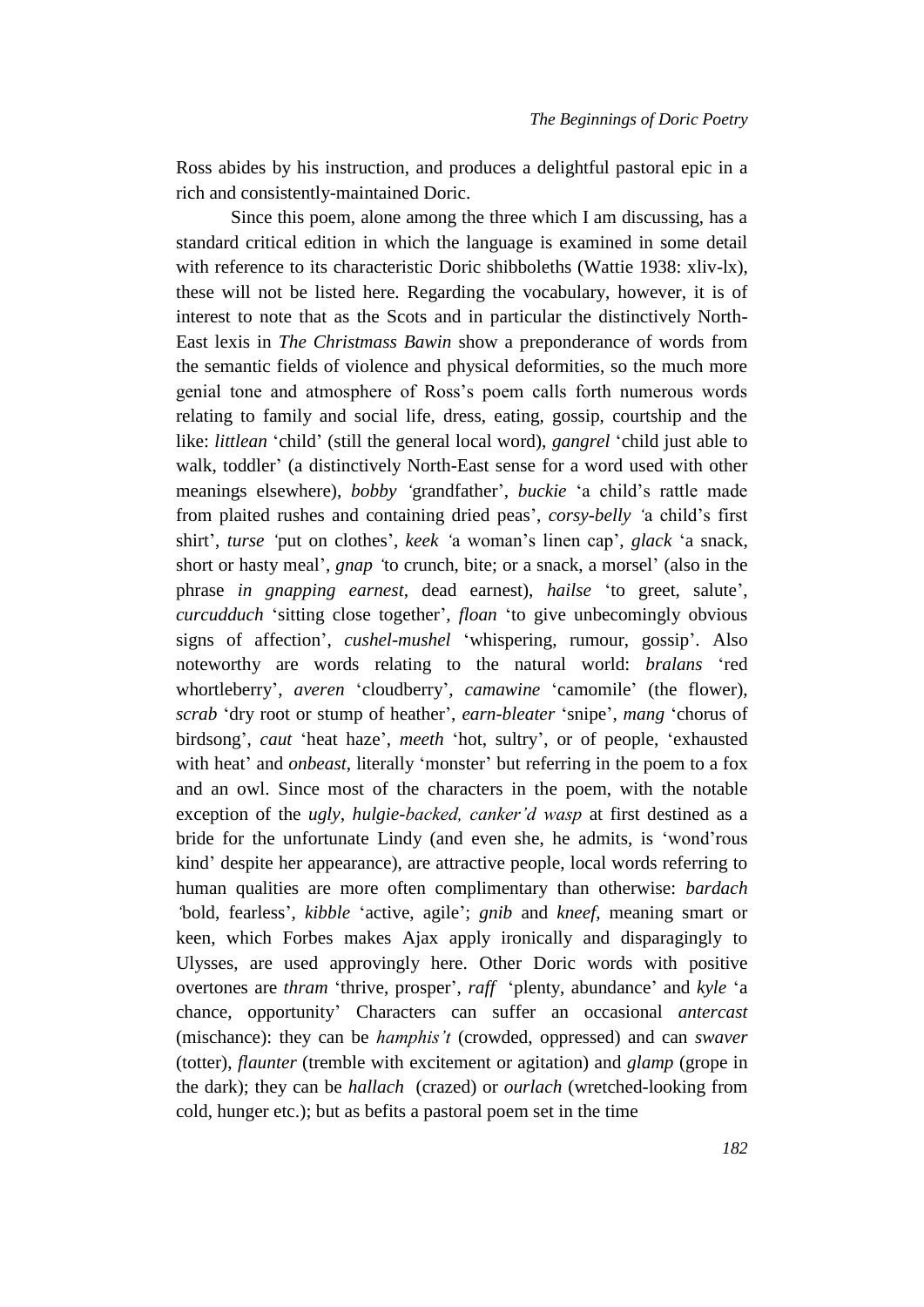Ross abides by his instruction, and produces a delightful pastoral epic in a rich and consistently-maintained Doric.

Since this poem, alone among the three which I am discussing, has a standard critical edition in which the language is examined in some detail with reference to its characteristic Doric shibboleths (Wattie 1938: xliv-lx), these will not be listed here. Regarding the vocabulary, however, it is of interest to note that as the Scots and in particular the distinctively North-East lexis in *The Christmass Bawin* show a preponderance of words from the semantic fields of violence and physical deformities, so the much more genial tone and atmosphere of Ross's poem calls forth numerous words relating to family and social life, dress, eating, gossip, courtship and the like: *littlean* 'child' (still the general local word), *gangrel* 'child just able to walk, toddler' (a distinctively North-East sense for a word used with other meanings elsewhere), *bobby* 'grandfather', *buckie* 'a child's rattle made from plaited rushes and containing dried peas', *corsy-belly* 'a child's first shirt', *turse* 'put on clothes', *keek* 'a woman's linen cap', *glack* 'a snack, short or hasty meal', *gnap* 'to crunch, bite; or a snack, a morsel' (also in the phrase *in gnapping earnest*, dead earnest), *hailse* 'to greet, salute', *curcudduch* 'sitting close together', *floan* 'to give unbecomingly obvious signs of affection', *cushel-mushel* 'whispering, rumour, gossip'. Also noteworthy are words relating to the natural world: *bralans* 'red whortleberry', *averen* 'cloudberry', *camawine* 'camomile' (the flower), *scrab* 'dry root or stump of heather', *earn-bleater* 'snipe', *mang* 'chorus of birdsong', *caut* 'heat haze', *meeth* 'hot, sultry', or of people, 'exhausted with heat' and *onbeast*, literally 'monster' but referring in the poem to a fox and an owl. Since most of the characters in the poem, with the notable exception of the *ugly, hulgie-backed, canker'd wasp* at first destined as a bride for the unfortunate Lindy (and even she, he admits, is 'wond'rous kind' despite her appearance), are attractive people, local words referring to human qualities are more often complimentary than otherwise: *bardach* 'bold, fearless', *kibble* 'active, agile'; *gnib* and *kneef*, meaning smart or keen, which Forbes makes Ajax apply ironically and disparagingly to Ulysses, are used approvingly here. Other Doric words with positive overtones are *thram* 'thrive, prosper', *raff* 'plenty, abundance' and *kyle* 'a chance, opportunity' Characters can suffer an occasional *antercast* (mischance): they can be *hamphis't* (crowded, oppressed) and can *swaver* (totter), *flaunter* (tremble with excitement or agitation) and *glamp* (grope in the dark); they can be *hallach* (crazed) or *ourlach* (wretched-looking from cold, hunger etc.); but as befits a pastoral poem set in the time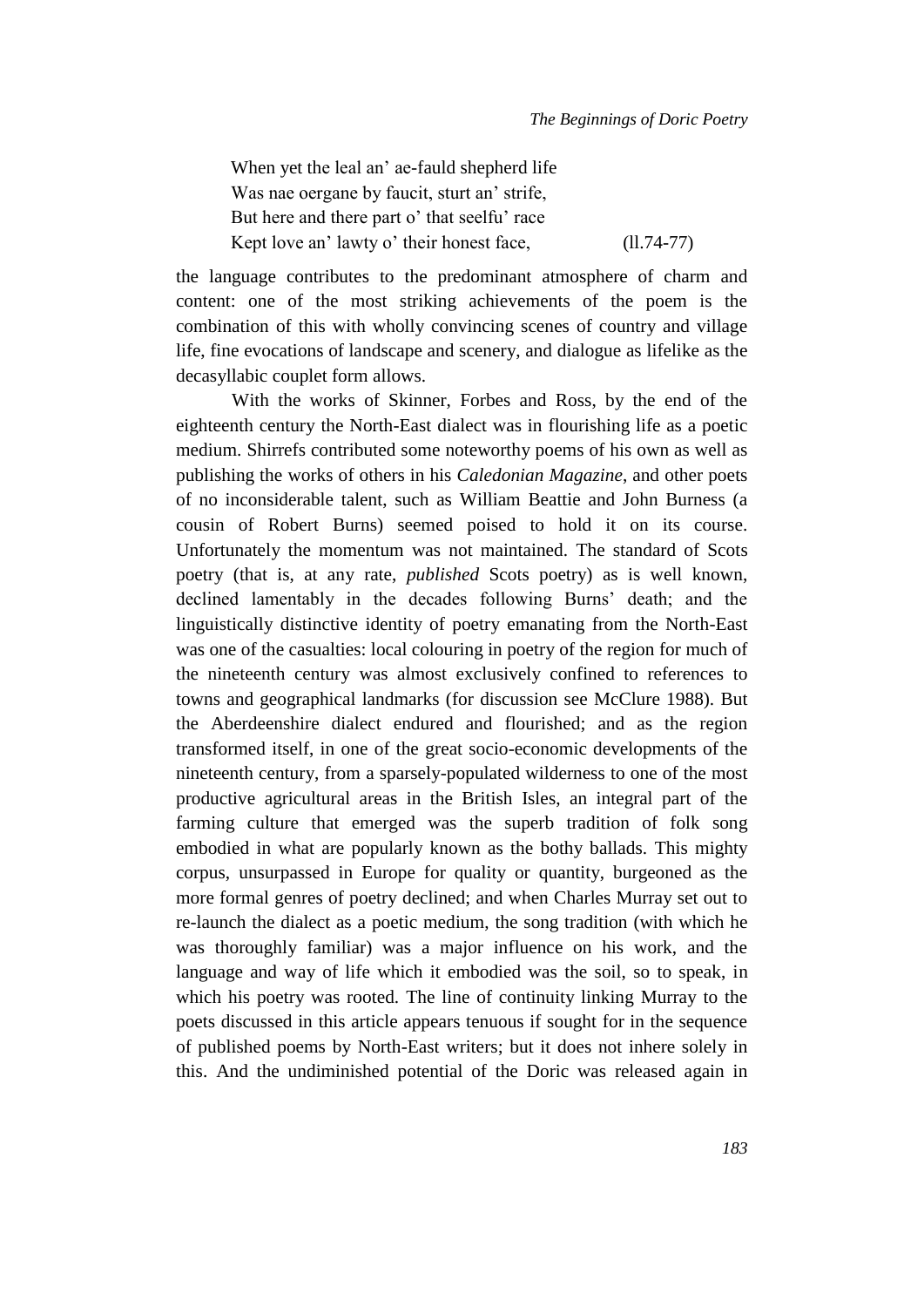When yet the leal an' ae-fauld shepherd life  
Was nae oergane by faucit, sturt an' strife,  
But here and there part o' that seelfu' race  
Kept love an' lawty o' their honest face, (ll.74-77)

the language contributes to the predominant atmosphere of charm and content: one of the most striking achievements of the poem is the combination of this with wholly convincing scenes of country and village life, fine evocations of landscape and scenery, and dialogue as lifelike as the decasyllabic couplet form allows.

With the works of Skinner, Forbes and Ross, by the end of the eighteenth century the North-East dialect was in flourishing life as a poetic medium. Shirrefs contributed some noteworthy poems of his own as well as publishing the works of others in his *Caledonian Magazine*, and other poets of no inconsiderable talent, such as William Beattie and John Burness (a cousin of Robert Burns) seemed poised to hold it on its course. Unfortunately the momentum was not maintained. The standard of Scots poetry (that is, at any rate, *published* Scots poetry) as is well known, declined lamentably in the decades following Burns' death; and the linguistically distinctive identity of poetry emanating from the North-East was one of the casualties: local colouring in poetry of the region for much of the nineteenth century was almost exclusively confined to references to towns and geographical landmarks (for discussion see McClure 1988). But the Aberdeenshire dialect endured and flourished; and as the region transformed itself, in one of the great socio-economic developments of the nineteenth century, from a sparsely-populated wilderness to one of the most productive agricultural areas in the British Isles, an integral part of the farming culture that emerged was the superb tradition of folk song embodied in what are popularly known as the bothy ballads. This mighty corpus, unsurpassed in Europe for quality or quantity, burgeoned as the more formal genres of poetry declined; and when Charles Murray set out to re-launch the dialect as a poetic medium, the song tradition (with which he was thoroughly familiar) was a major influence on his work, and the language and way of life which it embodied was the soil, so to speak, in which his poetry was rooted. The line of continuity linking Murray to the poets discussed in this article appears tenuous if sought for in the sequence of published poems by North-East writers; but it does not inhere solely in this. And the undiminished potential of the Doric was released again in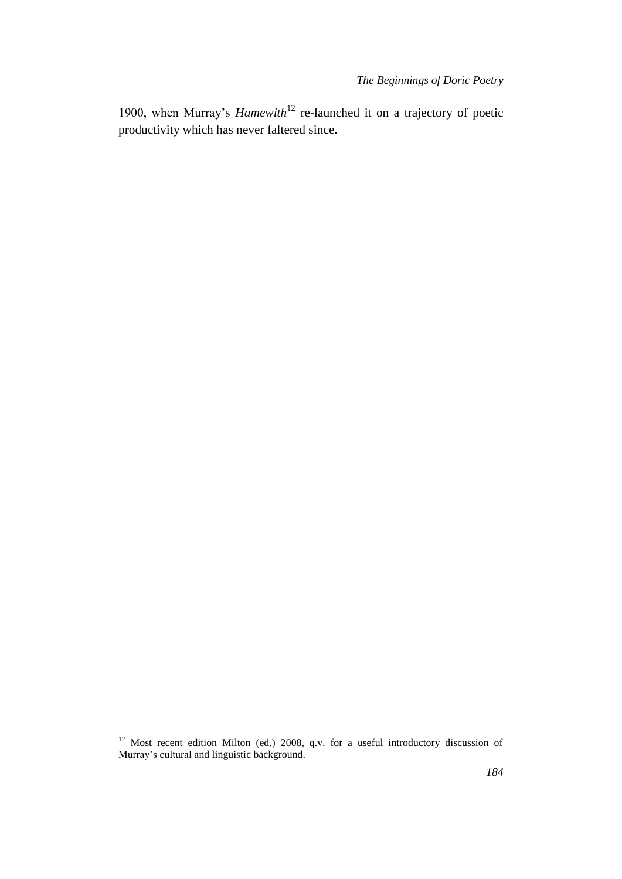1900, when Murray's *Hamewith*[12] re-launched it on a trajectory of poetic productivity which has never faltered since.

[12] Most recent edition Milton (ed.) 2008, q.v. for a useful introductory discussion of Murray's cultural and linguistic background.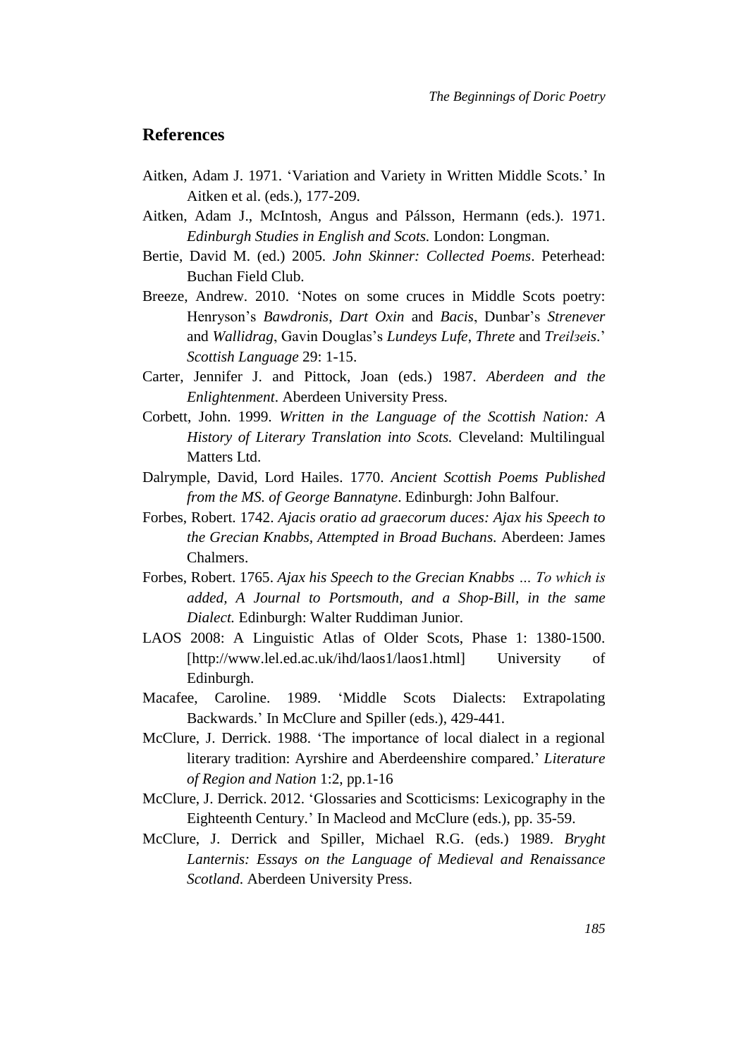## References

Aitken, Adam J. 1971. 'Variation and Variety in Written Middle Scots.' In Aitken et al. (eds.), 177-209.

Aitken, Adam J., McIntosh, Angus and Pálsson, Hermann (eds.). 1971. *Edinburgh Studies in English and Scots.* London: Longman.

Bertie, David M. (ed.) 2005. *John Skinner: Collected Poems*. Peterhead: Buchan Field Club.

Breeze, Andrew. 2010. 'Notes on some cruces in Middle Scots poetry: Henryson's *Bawdronis*, *Dart Oxin* and *Bacis*, Dunbar's *Strenever* and *Wallidrag*, Gavin Douglas's *Lundeys Lufe*, *Threte* and *Treilȝeis*.' *Scottish Language* 29: 1-15.

Carter, Jennifer J. and Pittock, Joan (eds.) 1987. *Aberdeen and the Enlightenment*. Aberdeen University Press.

Corbett, John. 1999. *Written in the Language of the Scottish Nation: A History of Literary Translation into Scots.* Cleveland: Multilingual Matters Ltd.

Dalrymple, David, Lord Hailes. 1770. *Ancient Scottish Poems Published from the MS. of George Bannatyne*. Edinburgh: John Balfour.

Forbes, Robert. 1742. *Ajacis oratio ad graecorum duces: Ajax his Speech to the Grecian Knabbs, Attempted in Broad Buchans.* Aberdeen: James Chalmers.

Forbes, Robert. 1765. *Ajax his Speech to the Grecian Knabbs ... To which is added, A Journal to Portsmouth, and a Shop-Bill, in the same Dialect.* Edinburgh: Walter Ruddiman Junior.

LAOS 2008: A Linguistic Atlas of Older Scots, Phase 1: 1380-1500. [http://www.lel.ed.ac.uk/ihd/laos1/laos1.html] University of Edinburgh.

Macafee, Caroline. 1989. 'Middle Scots Dialects: Extrapolating Backwards.' In McClure and Spiller (eds.), 429-441.

McClure, J. Derrick. 1988. 'The importance of local dialect in a regional literary tradition: Ayrshire and Aberdeenshire compared.' *Literature of Region and Nation* 1:2, pp.1-16

McClure, J. Derrick. 2012. 'Glossaries and Scotticisms: Lexicography in the Eighteenth Century.' In Macleod and McClure (eds.), pp. 35-59.

McClure, J. Derrick and Spiller, Michael R.G. (eds.) 1989. *Bryght Lanternis: Essays on the Language of Medieval and Renaissance Scotland.* Aberdeen University Press.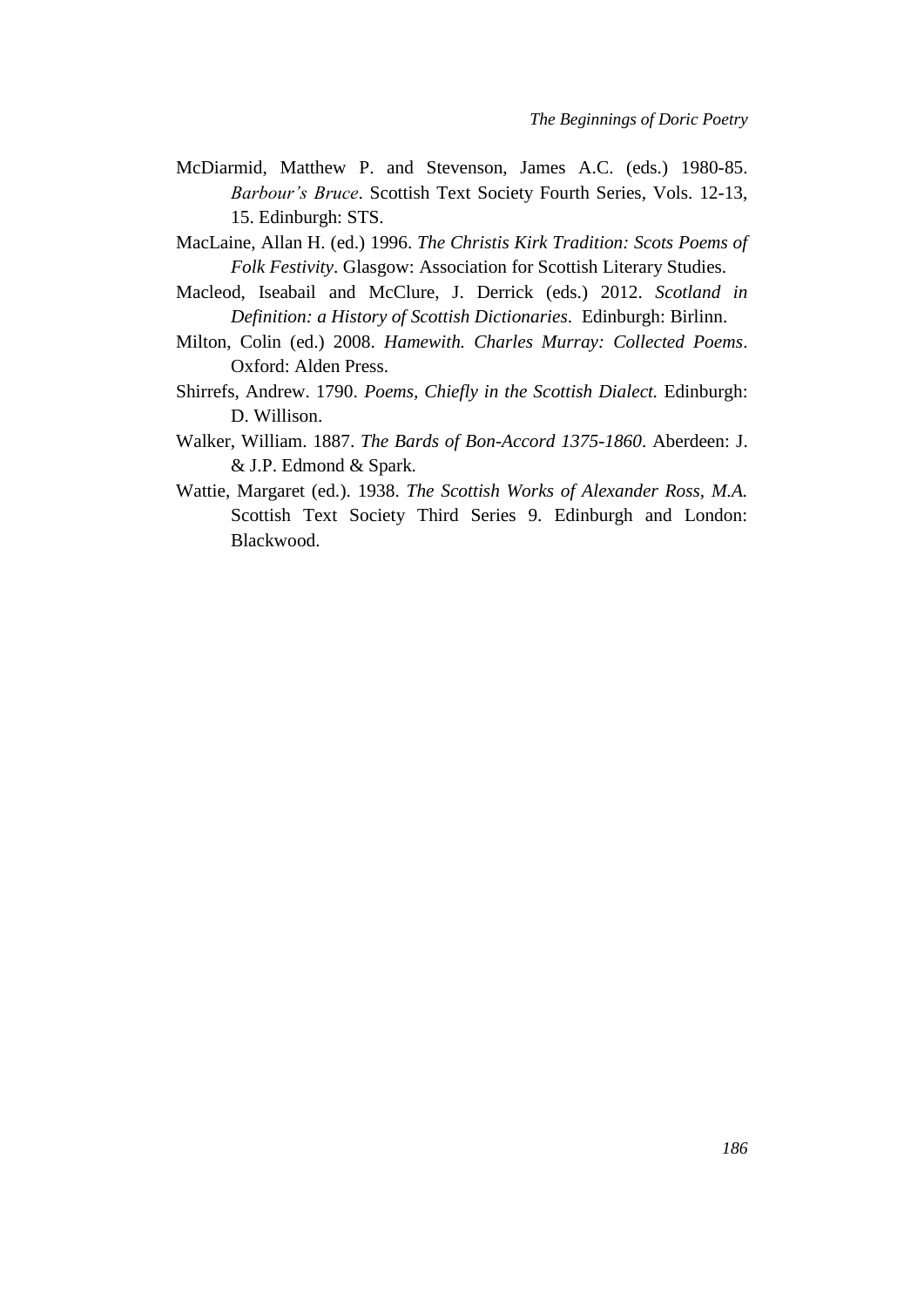McDiarmid, Matthew P. and Stevenson, James A.C. (eds.) 1980-85. *Barbour's Bruce*. Scottish Text Society Fourth Series, Vols. 12-13, 15. Edinburgh: STS.

MacLaine, Allan H. (ed.) 1996. *The Christis Kirk Tradition: Scots Poems of Folk Festivity*. Glasgow: Association for Scottish Literary Studies.

Macleod, Iseabail and McClure, J. Derrick (eds.) 2012. *Scotland in Definition: a History of Scottish Dictionaries*. Edinburgh: Birlinn.

Milton, Colin (ed.) 2008. *Hamewith. Charles Murray: Collected Poems*. Oxford: Alden Press.

Shirrefs, Andrew. 1790. *Poems, Chiefly in the Scottish Dialect.* Edinburgh: D. Willison.

Walker, William. 1887. *The Bards of Bon-Accord 1375-1860*. Aberdeen: J. & J.P. Edmond & Spark.

Wattie, Margaret (ed.). 1938. *The Scottish Works of Alexander Ross, M.A.* Scottish Text Society Third Series 9. Edinburgh and London: Blackwood.